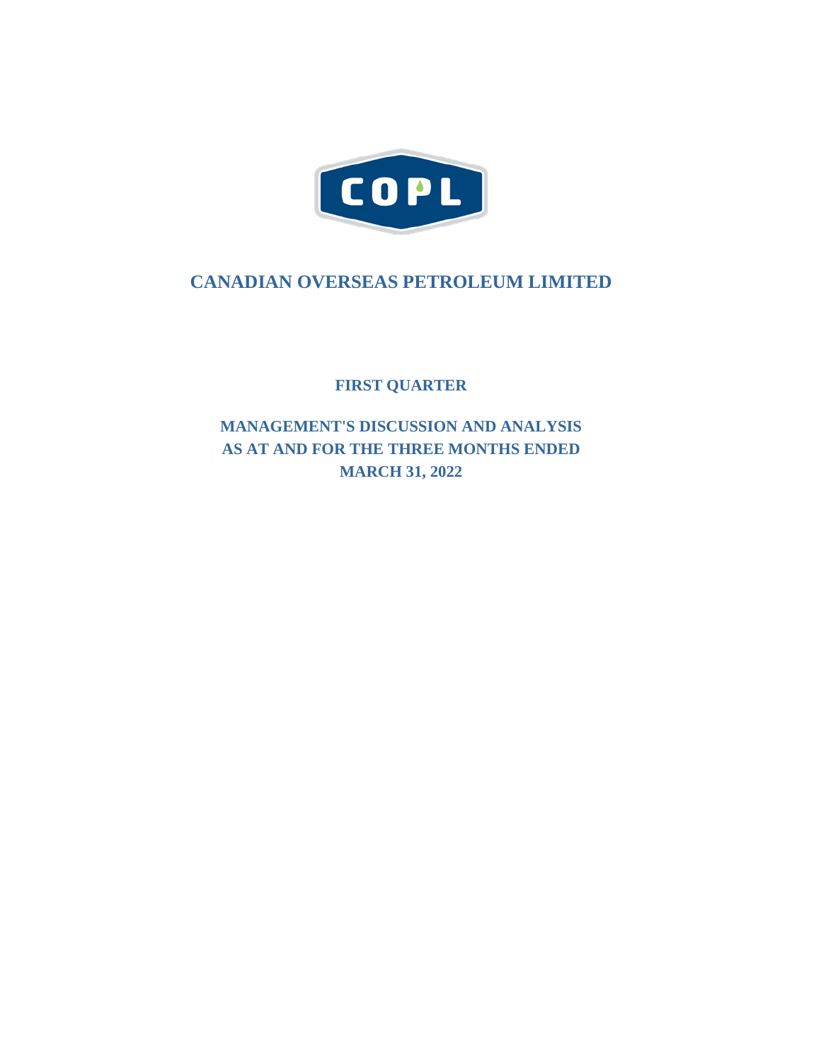COPL

# CANADIAN OVERSEAS PETROLEUM LIMITED

## FIRST QUARTER

## MANAGEMENT'S DISCUSSION AND ANALYSIS
## AS AT AND FOR THE THREE MONTHS ENDED
## MARCH 31, 2022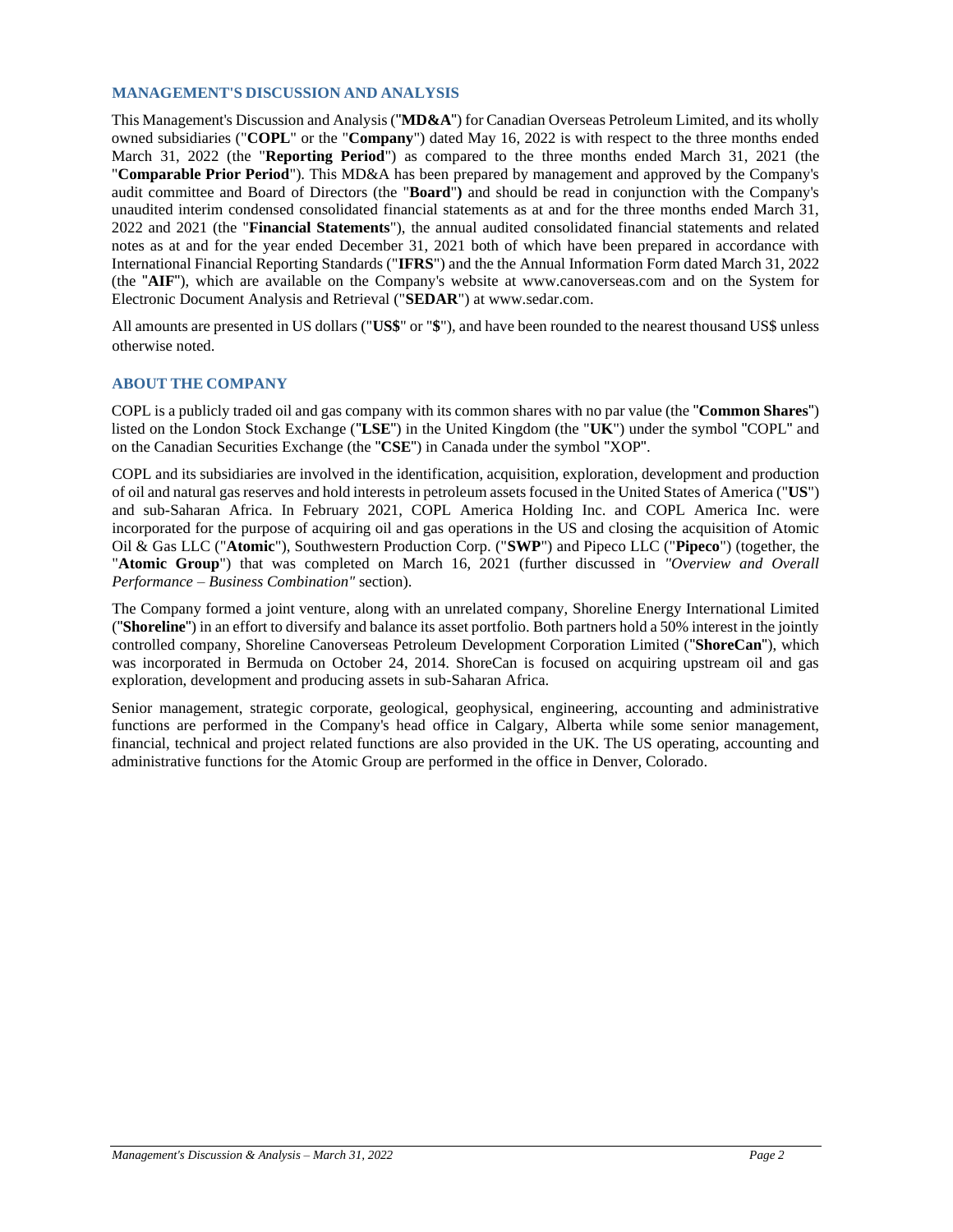## MANAGEMENT'S DISCUSSION AND ANALYSIS

This Management's Discussion and Analysis ("**MD&A**") for Canadian Overseas Petroleum Limited, and its wholly owned subsidiaries ("**COPL**" or the "**Company**") dated May 16, 2022 is with respect to the three months ended March 31, 2022 (the "**Reporting Period**") as compared to the three months ended March 31, 2021 (the "**Comparable Prior Period**"). This MD&A has been prepared by management and approved by the Company's audit committee and Board of Directors (the "**Board**"**)** and should be read in conjunction with the Company's unaudited interim condensed consolidated financial statements as at and for the three months ended March 31, 2022 and 2021 (the "**Financial Statements**"), the annual audited consolidated financial statements and related notes as at and for the year ended December 31, 2021 both of which have been prepared in accordance with International Financial Reporting Standards ("**IFRS**") and the the Annual Information Form dated March 31, 2022 (the "**AIF**"), which are available on the Company's website at www.canoverseas.com and on the System for Electronic Document Analysis and Retrieval ("**SEDAR**") at www.sedar.com.

All amounts are presented in US dollars ("**US$**" or "**$**"), and have been rounded to the nearest thousand US$ unless otherwise noted.

## ABOUT THE COMPANY

COPL is a publicly traded oil and gas company with its common shares with no par value (the "**Common Shares**") listed on the London Stock Exchange ("**LSE**") in the United Kingdom (the "**UK**") under the symbol "COPL" and on the Canadian Securities Exchange (the "**CSE**") in Canada under the symbol "XOP".

COPL and its subsidiaries are involved in the identification, acquisition, exploration, development and production of oil and natural gas reserves and hold interests in petroleum assets focused in the United States of America ("**US**") and sub-Saharan Africa. In February 2021, COPL America Holding Inc. and COPL America Inc. were incorporated for the purpose of acquiring oil and gas operations in the US and closing the acquisition of Atomic Oil & Gas LLC ("**Atomic**"), Southwestern Production Corp. ("**SWP**") and Pipeco LLC ("**Pipeco**") (together, the "**Atomic Group**") that was completed on March 16, 2021 (further discussed in *"Overview and Overall Performance – Business Combination"* section).

The Company formed a joint venture, along with an unrelated company, Shoreline Energy International Limited ("**Shoreline**") in an effort to diversify and balance its asset portfolio. Both partners hold a 50% interest in the jointly controlled company, Shoreline Canoverseas Petroleum Development Corporation Limited ("**ShoreCan**"), which was incorporated in Bermuda on October 24, 2014. ShoreCan is focused on acquiring upstream oil and gas exploration, development and producing assets in sub-Saharan Africa.

Senior management, strategic corporate, geological, geophysical, engineering, accounting and administrative functions are performed in the Company's head office in Calgary, Alberta while some senior management, financial, technical and project related functions are also provided in the UK. The US operating, accounting and administrative functions for the Atomic Group are performed in the office in Denver, Colorado.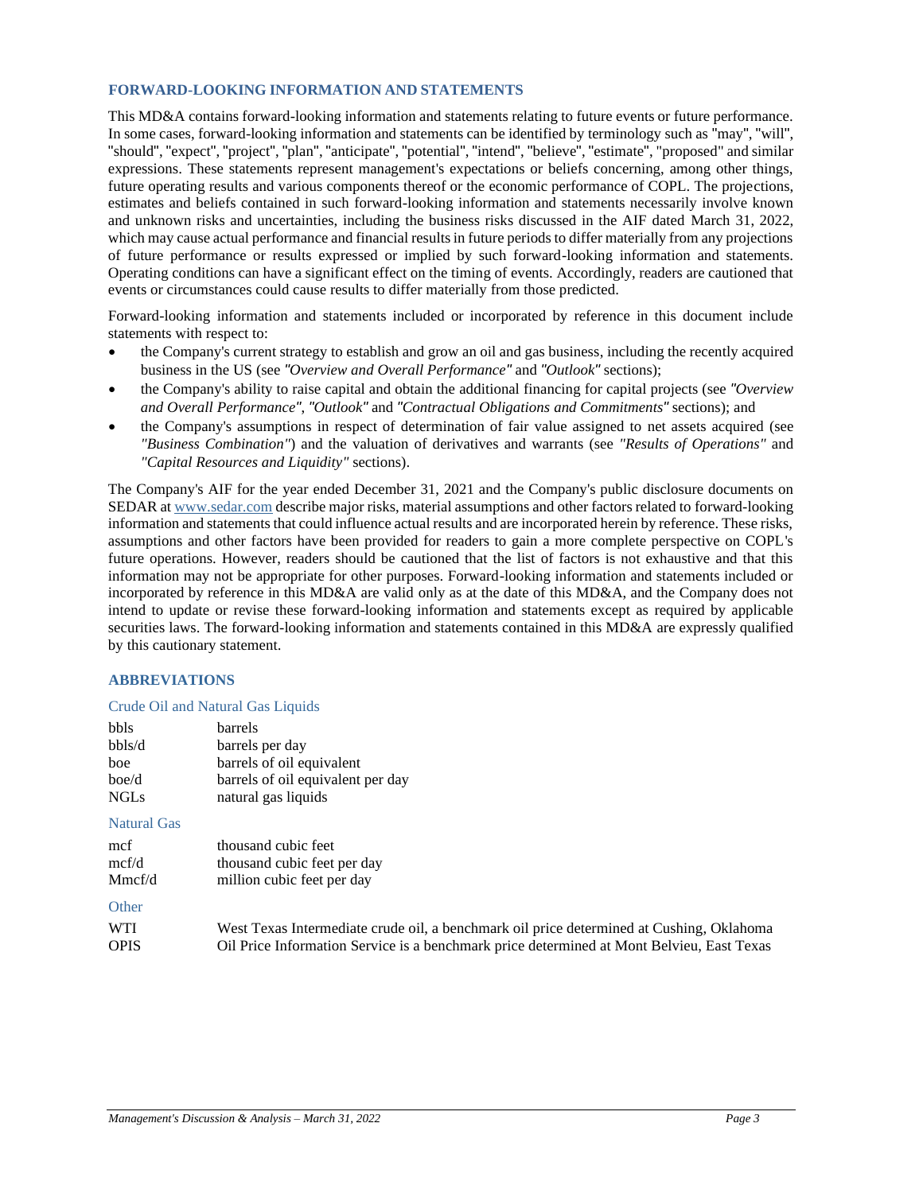## FORWARD-LOOKING INFORMATION AND STATEMENTS

This MD&A contains forward-looking information and statements relating to future events or future performance. In some cases, forward-looking information and statements can be identified by terminology such as "may", "will", "should", "expect", "project", "plan", "anticipate", "potential", "intend", "believe", "estimate", "proposed" and similar expressions. These statements represent management's expectations or beliefs concerning, among other things, future operating results and various components thereof or the economic performance of COPL. The projections, estimates and beliefs contained in such forward-looking information and statements necessarily involve known and unknown risks and uncertainties, including the business risks discussed in the AIF dated March 31, 2022, which may cause actual performance and financial results in future periods to differ materially from any projections of future performance or results expressed or implied by such forward-looking information and statements. Operating conditions can have a significant effect on the timing of events. Accordingly, readers are cautioned that events or circumstances could cause results to differ materially from those predicted.

Forward-looking information and statements included or incorporated by reference in this document include statements with respect to:

- the Company's current strategy to establish and grow an oil and gas business, including the recently acquired business in the US (see *"Overview and Overall Performance"* and *"Outlook"* sections);
- the Company's ability to raise capital and obtain the additional financing for capital projects (see *"Overview and Overall Performance"*, *"Outlook"* and *"Contractual Obligations and Commitments"* sections); and
- the Company's assumptions in respect of determination of fair value assigned to net assets acquired (see *"Business Combination"*) and the valuation of derivatives and warrants (see *"Results of Operations"* and *"Capital Resources and Liquidity"* sections).

The Company's AIF for the year ended December 31, 2021 and the Company's public disclosure documents on SEDAR at www.sedar.com describe major risks, material assumptions and other factors related to forward-looking information and statements that could influence actual results and are incorporated herein by reference. These risks, assumptions and other factors have been provided for readers to gain a more complete perspective on COPL's future operations. However, readers should be cautioned that the list of factors is not exhaustive and that this information may not be appropriate for other purposes. Forward-looking information and statements included or incorporated by reference in this MD&A are valid only as at the date of this MD&A, and the Company does not intend to update or revise these forward-looking information and statements except as required by applicable securities laws. The forward-looking information and statements contained in this MD&A are expressly qualified by this cautionary statement.

## ABBREVIATIONS

### Crude Oil and Natural Gas Liquids

| | |
|---|---|
| bbls | barrels |
| bbls/d | barrels per day |
| boe | barrels of oil equivalent |
| boe/d | barrels of oil equivalent per day |
| NGLs | natural gas liquids |

### Natural Gas

| | |
|---|---|
| mcf | thousand cubic feet |
| mcf/d | thousand cubic feet per day |
| Mmcf/d | million cubic feet per day |

### Other

| | |
|---|---|
| WTI | West Texas Intermediate crude oil, a benchmark oil price determined at Cushing, Oklahoma |
| OPIS | Oil Price Information Service is a benchmark price determined at Mont Belvieu, East Texas |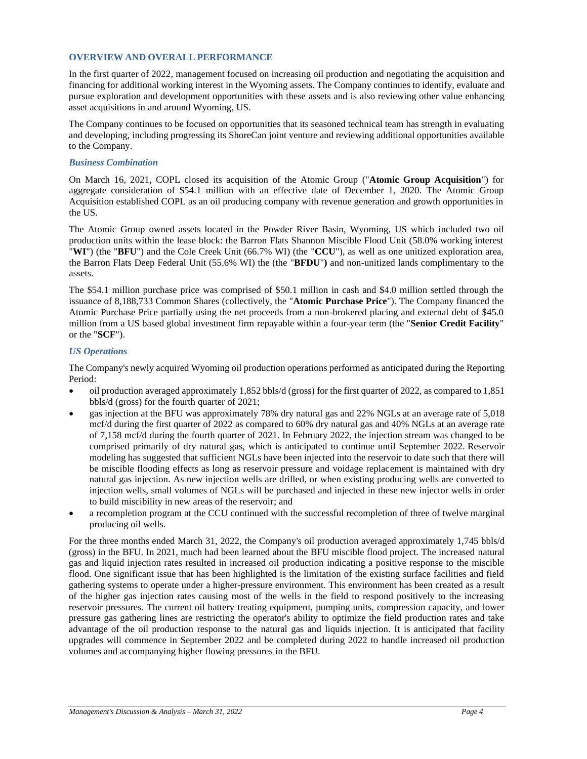## OVERVIEW AND OVERALL PERFORMANCE

In the first quarter of 2022, management focused on increasing oil production and negotiating the acquisition and financing for additional working interest in the Wyoming assets. The Company continues to identify, evaluate and pursue exploration and development opportunities with these assets and is also reviewing other value enhancing asset acquisitions in and around Wyoming, US.

The Company continues to be focused on opportunities that its seasoned technical team has strength in evaluating and developing, including progressing its ShoreCan joint venture and reviewing additional opportunities available to the Company.

### *Business Combination*

On March 16, 2021, COPL closed its acquisition of the Atomic Group ("**Atomic Group Acquisition**") for aggregate consideration of $54.1 million with an effective date of December 1, 2020. The Atomic Group Acquisition established COPL as an oil producing company with revenue generation and growth opportunities in the US.

The Atomic Group owned assets located in the Powder River Basin, Wyoming, US which included two oil production units within the lease block: the Barron Flats Shannon Miscible Flood Unit (58.0% working interest "**WI**") (the "**BFU**") and the Cole Creek Unit (66.7% WI) (the "**CCU**"), as well as one unitized exploration area, the Barron Flats Deep Federal Unit (55.6% WI) the (the "**BFDU**"**)** and non-unitized lands complimentary to the assets.

The $54.1 million purchase price was comprised of $50.1 million in cash and $4.0 million settled through the issuance of 8,188,733 Common Shares (collectively, the "**Atomic Purchase Price**"). The Company financed the Atomic Purchase Price partially using the net proceeds from a non-brokered placing and external debt of $45.0 million from a US based global investment firm repayable within a four-year term (the "**Senior Credit Facility**" or the "**SCF**").

### *US Operations*

The Company's newly acquired Wyoming oil production operations performed as anticipated during the Reporting Period:

- oil production averaged approximately 1,852 bbls/d (gross) for the first quarter of 2022, as compared to 1,851 bbls/d (gross) for the fourth quarter of 2021;
- gas injection at the BFU was approximately 78% dry natural gas and 22% NGLs at an average rate of 5,018 mcf/d during the first quarter of 2022 as compared to 60% dry natural gas and 40% NGLs at an average rate of 7,158 mcf/d during the fourth quarter of 2021. In February 2022, the injection stream was changed to be comprised primarily of dry natural gas, which is anticipated to continue until September 2022. Reservoir modeling has suggested that sufficient NGLs have been injected into the reservoir to date such that there will be miscible flooding effects as long as reservoir pressure and voidage replacement is maintained with dry natural gas injection. As new injection wells are drilled, or when existing producing wells are converted to injection wells, small volumes of NGLs will be purchased and injected in these new injector wells in order to build miscibility in new areas of the reservoir; and
- a recompletion program at the CCU continued with the successful recompletion of three of twelve marginal producing oil wells.

For the three months ended March 31, 2022, the Company's oil production averaged approximately 1,745 bbls/d (gross) in the BFU. In 2021, much had been learned about the BFU miscible flood project. The increased natural gas and liquid injection rates resulted in increased oil production indicating a positive response to the miscible flood. One significant issue that has been highlighted is the limitation of the existing surface facilities and field gathering systems to operate under a higher-pressure environment. This environment has been created as a result of the higher gas injection rates causing most of the wells in the field to respond positively to the increasing reservoir pressures. The current oil battery treating equipment, pumping units, compression capacity, and lower pressure gas gathering lines are restricting the operator's ability to optimize the field production rates and take advantage of the oil production response to the natural gas and liquids injection. It is anticipated that facility upgrades will commence in September 2022 and be completed during 2022 to handle increased oil production volumes and accompanying higher flowing pressures in the BFU.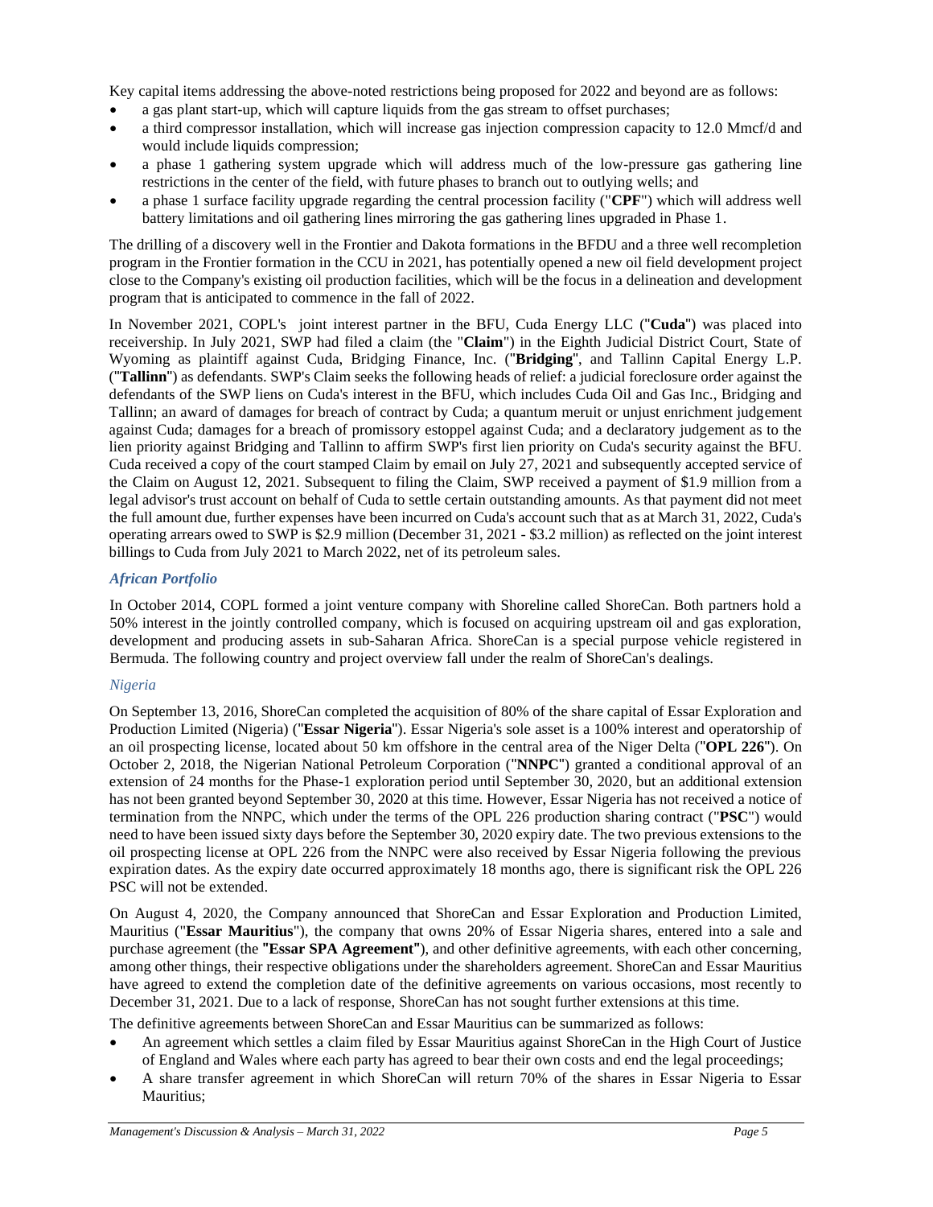Key capital items addressing the above-noted restrictions being proposed for 2022 and beyond are as follows:

- a gas plant start-up, which will capture liquids from the gas stream to offset purchases;
- a third compressor installation, which will increase gas injection compression capacity to 12.0 Mmcf/d and would include liquids compression;
- a phase 1 gathering system upgrade which will address much of the low-pressure gas gathering line restrictions in the center of the field, with future phases to branch out to outlying wells; and
- a phase 1 surface facility upgrade regarding the central procession facility ("**CPF**") which will address well battery limitations and oil gathering lines mirroring the gas gathering lines upgraded in Phase 1.

The drilling of a discovery well in the Frontier and Dakota formations in the BFDU and a three well recompletion program in the Frontier formation in the CCU in 2021, has potentially opened a new oil field development project close to the Company's existing oil production facilities, which will be the focus in a delineation and development program that is anticipated to commence in the fall of 2022.

In November 2021, COPL's joint interest partner in the BFU, Cuda Energy LLC ("**Cuda**") was placed into receivership. In July 2021, SWP had filed a claim (the "**Claim**") in the Eighth Judicial District Court, State of Wyoming as plaintiff against Cuda, Bridging Finance, Inc. ("**Bridging**", and Tallinn Capital Energy L.P. ("**Tallinn**") as defendants. SWP's Claim seeks the following heads of relief: a judicial foreclosure order against the defendants of the SWP liens on Cuda's interest in the BFU, which includes Cuda Oil and Gas Inc., Bridging and Tallinn; an award of damages for breach of contract by Cuda; a quantum meruit or unjust enrichment judgement against Cuda; damages for a breach of promissory estoppel against Cuda; and a declaratory judgement as to the lien priority against Bridging and Tallinn to affirm SWP's first lien priority on Cuda's security against the BFU. Cuda received a copy of the court stamped Claim by email on July 27, 2021 and subsequently accepted service of the Claim on August 12, 2021. Subsequent to filing the Claim, SWP received a payment of $1.9 million from a legal advisor's trust account on behalf of Cuda to settle certain outstanding amounts. As that payment did not meet the full amount due, further expenses have been incurred on Cuda's account such that as at March 31, 2022, Cuda's operating arrears owed to SWP is $2.9 million (December 31, 2021 - $3.2 million) as reflected on the joint interest billings to Cuda from July 2021 to March 2022, net of its petroleum sales.

### *African Portfolio*

In October 2014, COPL formed a joint venture company with Shoreline called ShoreCan. Both partners hold a 50% interest in the jointly controlled company, which is focused on acquiring upstream oil and gas exploration, development and producing assets in sub-Saharan Africa. ShoreCan is a special purpose vehicle registered in Bermuda. The following country and project overview fall under the realm of ShoreCan's dealings.

#### *Nigeria*

On September 13, 2016, ShoreCan completed the acquisition of 80% of the share capital of Essar Exploration and Production Limited (Nigeria) ("**Essar Nigeria**"). Essar Nigeria's sole asset is a 100% interest and operatorship of an oil prospecting license, located about 50 km offshore in the central area of the Niger Delta ("**OPL 226**"). On October 2, 2018, the Nigerian National Petroleum Corporation ("**NNPC**") granted a conditional approval of an extension of 24 months for the Phase-1 exploration period until September 30, 2020, but an additional extension has not been granted beyond September 30, 2020 at this time. However, Essar Nigeria has not received a notice of termination from the NNPC, which under the terms of the OPL 226 production sharing contract ("**PSC**") would need to have been issued sixty days before the September 30, 2020 expiry date. The two previous extensions to the oil prospecting license at OPL 226 from the NNPC were also received by Essar Nigeria following the previous expiration dates. As the expiry date occurred approximately 18 months ago, there is significant risk the OPL 226 PSC will not be extended.

On August 4, 2020, the Company announced that ShoreCan and Essar Exploration and Production Limited, Mauritius ("**Essar Mauritius**"), the company that owns 20% of Essar Nigeria shares, entered into a sale and purchase agreement (the **"Essar SPA Agreement"**), and other definitive agreements, with each other concerning, among other things, their respective obligations under the shareholders agreement. ShoreCan and Essar Mauritius have agreed to extend the completion date of the definitive agreements on various occasions, most recently to December 31, 2021. Due to a lack of response, ShoreCan has not sought further extensions at this time.

The definitive agreements between ShoreCan and Essar Mauritius can be summarized as follows:

- An agreement which settles a claim filed by Essar Mauritius against ShoreCan in the High Court of Justice of England and Wales where each party has agreed to bear their own costs and end the legal proceedings;
- A share transfer agreement in which ShoreCan will return 70% of the shares in Essar Nigeria to Essar Mauritius;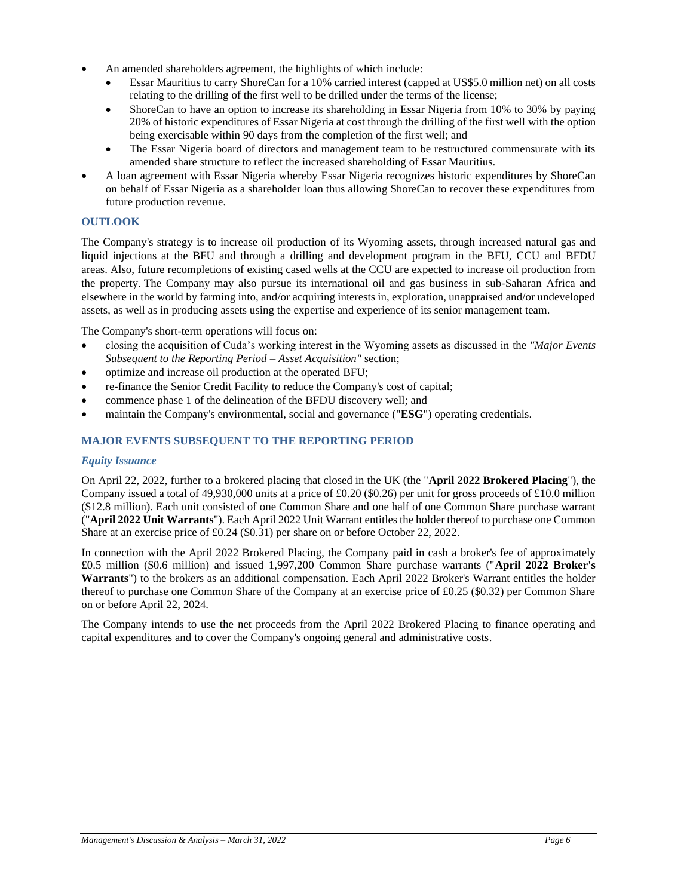- An amended shareholders agreement, the highlights of which include:
  - Essar Mauritius to carry ShoreCan for a 10% carried interest (capped at US$5.0 million net) on all costs relating to the drilling of the first well to be drilled under the terms of the license;
  - ShoreCan to have an option to increase its shareholding in Essar Nigeria from 10% to 30% by paying 20% of historic expenditures of Essar Nigeria at cost through the drilling of the first well with the option being exercisable within 90 days from the completion of the first well; and
  - The Essar Nigeria board of directors and management team to be restructured commensurate with its amended share structure to reflect the increased shareholding of Essar Mauritius.
- A loan agreement with Essar Nigeria whereby Essar Nigeria recognizes historic expenditures by ShoreCan on behalf of Essar Nigeria as a shareholder loan thus allowing ShoreCan to recover these expenditures from future production revenue.

## OUTLOOK

The Company's strategy is to increase oil production of its Wyoming assets, through increased natural gas and liquid injections at the BFU and through a drilling and development program in the BFU, CCU and BFDU areas. Also, future recompletions of existing cased wells at the CCU are expected to increase oil production from the property. The Company may also pursue its international oil and gas business in sub-Saharan Africa and elsewhere in the world by farming into, and/or acquiring interests in, exploration, unappraised and/or undeveloped assets, as well as in producing assets using the expertise and experience of its senior management team.

The Company's short-term operations will focus on:

- closing the acquisition of Cuda's working interest in the Wyoming assets as discussed in the *"Major Events Subsequent to the Reporting Period – Asset Acquisition"* section;
- optimize and increase oil production at the operated BFU;
- re-finance the Senior Credit Facility to reduce the Company's cost of capital;
- commence phase 1 of the delineation of the BFDU discovery well; and
- maintain the Company's environmental, social and governance ("**ESG**") operating credentials.

## MAJOR EVENTS SUBSEQUENT TO THE REPORTING PERIOD

### *Equity Issuance*

On April 22, 2022, further to a brokered placing that closed in the UK (the "**April 2022 Brokered Placing**"), the Company issued a total of 49,930,000 units at a price of £0.20 ($0.26) per unit for gross proceeds of £10.0 million ($12.8 million). Each unit consisted of one Common Share and one half of one Common Share purchase warrant ("**April 2022 Unit Warrants**"). Each April 2022 Unit Warrant entitles the holder thereof to purchase one Common Share at an exercise price of £0.24 ($0.31) per share on or before October 22, 2022.

In connection with the April 2022 Brokered Placing, the Company paid in cash a broker's fee of approximately £0.5 million ($0.6 million) and issued 1,997,200 Common Share purchase warrants ("**April 2022 Broker's Warrants**") to the brokers as an additional compensation. Each April 2022 Broker's Warrant entitles the holder thereof to purchase one Common Share of the Company at an exercise price of £0.25 ($0.32) per Common Share on or before April 22, 2024.

The Company intends to use the net proceeds from the April 2022 Brokered Placing to finance operating and capital expenditures and to cover the Company's ongoing general and administrative costs.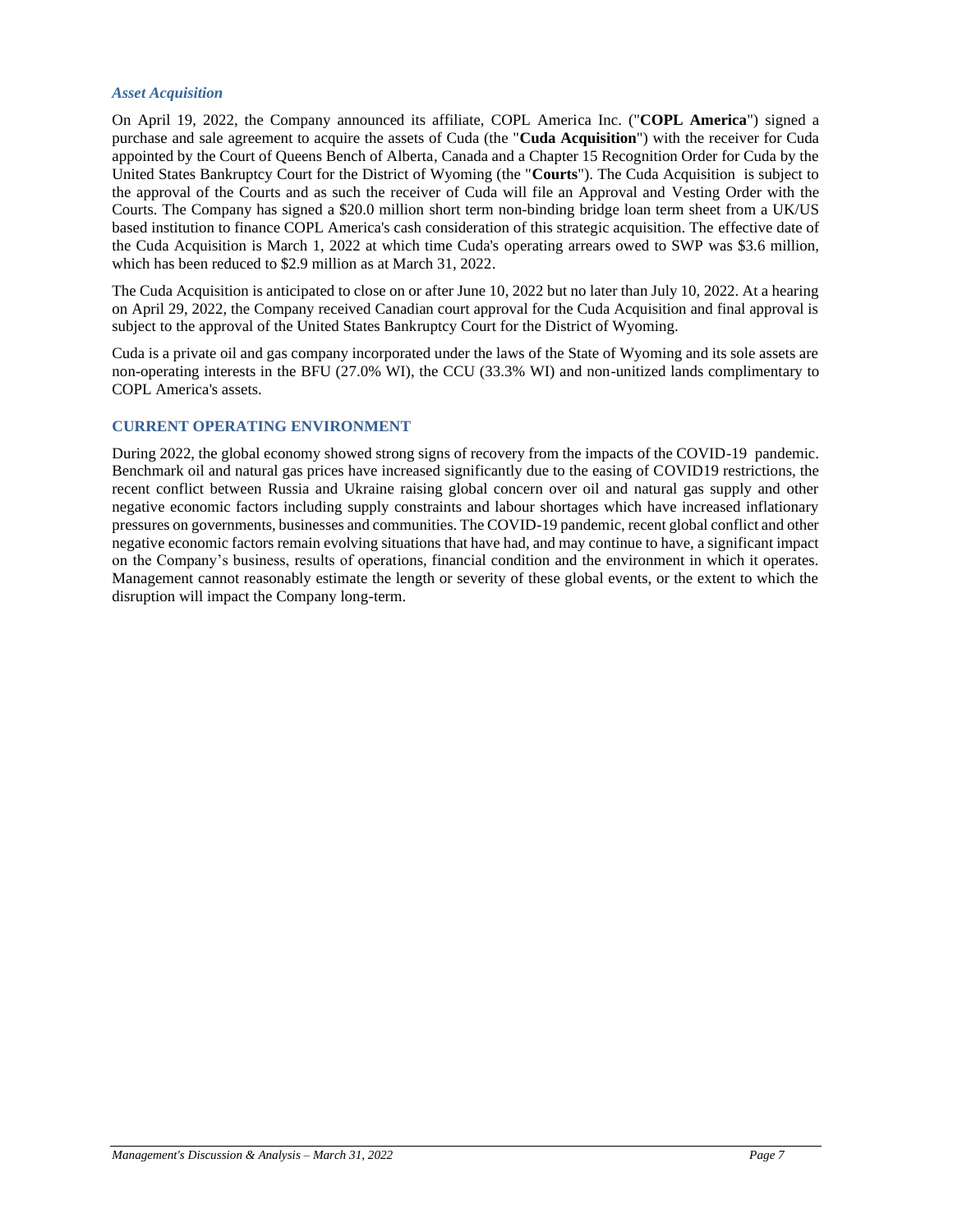### *Asset Acquisition*

On April 19, 2022, the Company announced its affiliate, COPL America Inc. ("**COPL America**") signed a purchase and sale agreement to acquire the assets of Cuda (the "**Cuda Acquisition**") with the receiver for Cuda appointed by the Court of Queens Bench of Alberta, Canada and a Chapter 15 Recognition Order for Cuda by the United States Bankruptcy Court for the District of Wyoming (the "**Courts**"). The Cuda Acquisition is subject to the approval of the Courts and as such the receiver of Cuda will file an Approval and Vesting Order with the Courts. The Company has signed a $20.0 million short term non-binding bridge loan term sheet from a UK/US based institution to finance COPL America's cash consideration of this strategic acquisition. The effective date of the Cuda Acquisition is March 1, 2022 at which time Cuda's operating arrears owed to SWP was $3.6 million, which has been reduced to $2.9 million as at March 31, 2022.

The Cuda Acquisition is anticipated to close on or after June 10, 2022 but no later than July 10, 2022. At a hearing on April 29, 2022, the Company received Canadian court approval for the Cuda Acquisition and final approval is subject to the approval of the United States Bankruptcy Court for the District of Wyoming.

Cuda is a private oil and gas company incorporated under the laws of the State of Wyoming and its sole assets are non-operating interests in the BFU (27.0% WI), the CCU (33.3% WI) and non-unitized lands complimentary to COPL America's assets.

## CURRENT OPERATING ENVIRONMENT

During 2022, the global economy showed strong signs of recovery from the impacts of the COVID-19 pandemic. Benchmark oil and natural gas prices have increased significantly due to the easing of COVID19 restrictions, the recent conflict between Russia and Ukraine raising global concern over oil and natural gas supply and other negative economic factors including supply constraints and labour shortages which have increased inflationary pressures on governments, businesses and communities. The COVID-19 pandemic, recent global conflict and other negative economic factors remain evolving situations that have had, and may continue to have, a significant impact on the Company's business, results of operations, financial condition and the environment in which it operates. Management cannot reasonably estimate the length or severity of these global events, or the extent to which the disruption will impact the Company long-term.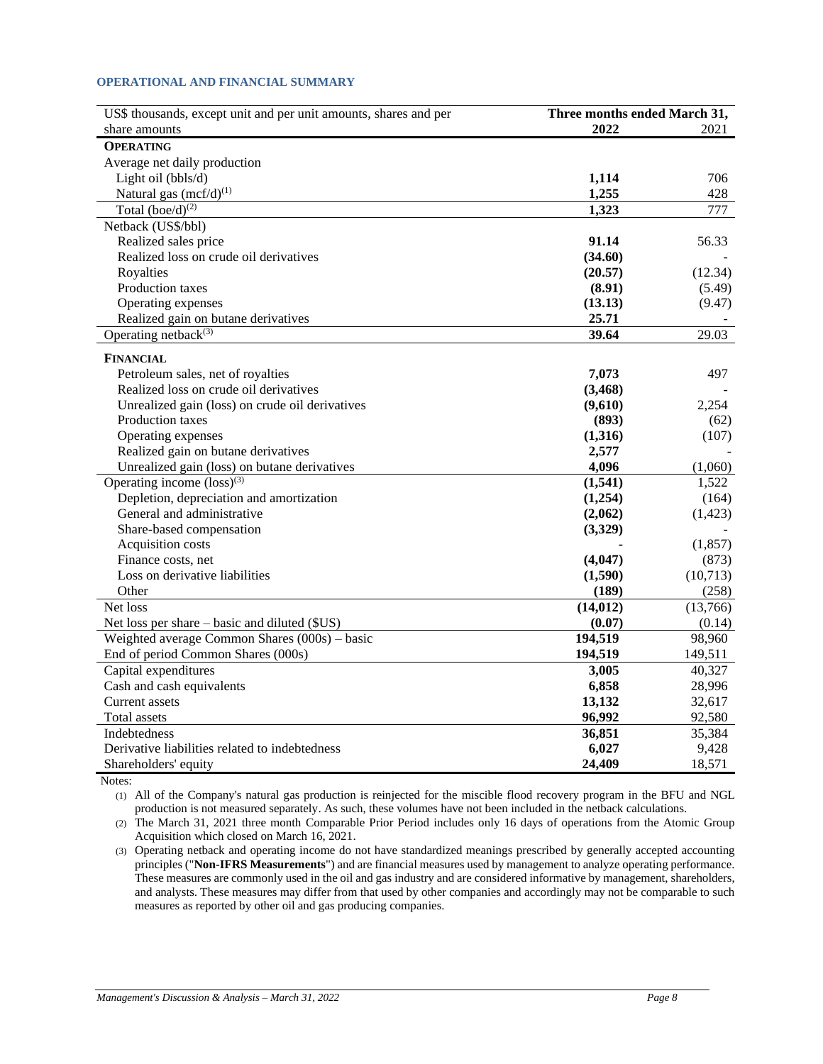## OPERATIONAL AND FINANCIAL SUMMARY

| US$ thousands, except unit and per unit amounts, shares and per share amounts | Three months ended March 31, 2022 | 2021 |
|---|---|---|
| **OPERATING** | | |
| Average net daily production | | |
| Light oil (bbls/d) | **1,114** | 706 |
| Natural gas (mcf/d)[(1)] | **1,255** | 428 |
| Total (boe/d)[(2)] | **1,323** | 777 |
| Netback (US$/bbl) | | |
| Realized sales price | **91.14** | 56.33 |
| Realized loss on crude oil derivatives | **(34.60)** | - |
| Royalties | **(20.57)** | (12.34) |
| Production taxes | **(8.91)** | (5.49) |
| Operating expenses | **(13.13)** | (9.47) |
| Realized gain on butane derivatives | **25.71** | - |
| Operating netback[(3)] | **39.64** | 29.03 |
| **FINANCIAL** | | |
| Petroleum sales, net of royalties | **7,073** | 497 |
| Realized loss on crude oil derivatives | **(3,468)** | - |
| Unrealized gain (loss) on crude oil derivatives | **(9,610)** | 2,254 |
| Production taxes | **(893)** | (62) |
| Operating expenses | **(1,316)** | (107) |
| Realized gain on butane derivatives | **2,577** | - |
| Unrealized gain (loss) on butane derivatives | **4,096** | (1,060) |
| Operating income (loss)[(3)] | **(1,541)** | 1,522 |
| Depletion, depreciation and amortization | **(1,254)** | (164) |
| General and administrative | **(2,062)** | (1,423) |
| Share-based compensation | **(3,329)** | - |
| Acquisition costs | **-** | (1,857) |
| Finance costs, net | **(4,047)** | (873) |
| Loss on derivative liabilities | **(1,590)** | (10,713) |
| Other | **(189)** | (258) |
| Net loss | **(14,012)** | (13,766) |
| Net loss per share – basic and diluted ($US) | **(0.07)** | (0.14) |
| Weighted average Common Shares (000s) – basic | **194,519** | 98,960 |
| End of period Common Shares (000s) | **194,519** | 149,511 |
| Capital expenditures | **3,005** | 40,327 |
| Cash and cash equivalents | **6,858** | 28,996 |
| Current assets | **13,132** | 32,617 |
| Total assets | **96,992** | 92,580 |
| Indebtedness | **36,851** | 35,384 |
| Derivative liabilities related to indebtedness | **6,027** | 9,428 |
| Shareholders' equity | **24,409** | 18,571 |

Notes:

(1) All of the Company's natural gas production is reinjected for the miscible flood recovery program in the BFU and NGL production is not measured separately. As such, these volumes have not been included in the netback calculations.

(2) The March 31, 2021 three month Comparable Prior Period includes only 16 days of operations from the Atomic Group Acquisition which closed on March 16, 2021.

(3) Operating netback and operating income do not have standardized meanings prescribed by generally accepted accounting principles ("**Non-IFRS Measurements**") and are financial measures used by management to analyze operating performance. These measures are commonly used in the oil and gas industry and are considered informative by management, shareholders, and analysts. These measures may differ from that used by other companies and accordingly may not be comparable to such measures as reported by other oil and gas producing companies.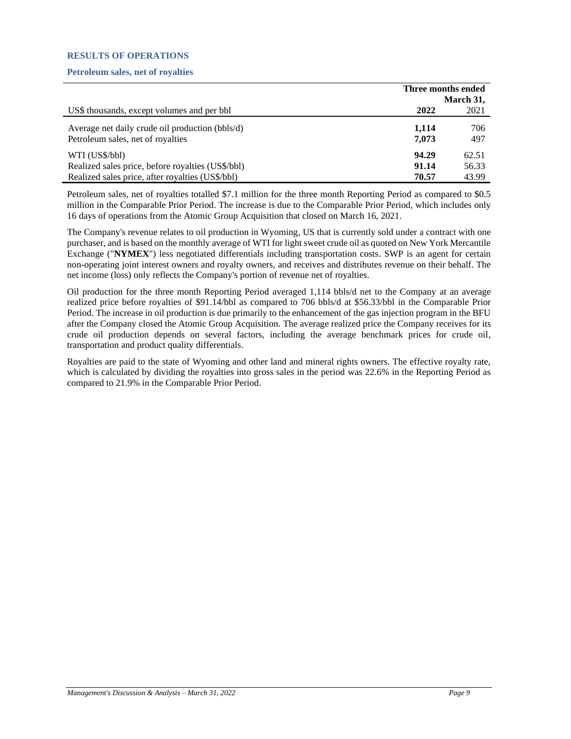## RESULTS OF OPERATIONS

### Petroleum sales, net of royalties

| US$ thousands, except volumes and per bbl | Three months ended March 31, 2022 | 2021 |
|---|---|---|
| Average net daily crude oil production (bbls/d) | **1,114** | 706 |
| Petroleum sales, net of royalties | **7,073** | 497 |
| WTI (US$/bbl) | **94.29** | 62.51 |
| Realized sales price, before royalties (US$/bbl) | **91.14** | 56.33 |
| Realized sales price, after royalties (US$/bbl) | **70.57** | 43.99 |

Petroleum sales, net of royalties totalled $7.1 million for the three month Reporting Period as compared to $0.5 million in the Comparable Prior Period. The increase is due to the Comparable Prior Period, which includes only 16 days of operations from the Atomic Group Acquisition that closed on March 16, 2021.

The Company's revenue relates to oil production in Wyoming, US that is currently sold under a contract with one purchaser, and is based on the monthly average of WTI for light sweet crude oil as quoted on New York Mercantile Exchange ("**NYMEX**") less negotiated differentials including transportation costs. SWP is an agent for certain non-operating joint interest owners and royalty owners, and receives and distributes revenue on their behalf. The net income (loss) only reflects the Company's portion of revenue net of royalties.

Oil production for the three month Reporting Period averaged 1,114 bbls/d net to the Company at an average realized price before royalties of $91.14/bbl as compared to 706 bbls/d at $56.33/bbl in the Comparable Prior Period. The increase in oil production is due primarily to the enhancement of the gas injection program in the BFU after the Company closed the Atomic Group Acquisition. The average realized price the Company receives for its crude oil production depends on several factors, including the average benchmark prices for crude oil, transportation and product quality differentials.

Royalties are paid to the state of Wyoming and other land and mineral rights owners. The effective royalty rate, which is calculated by dividing the royalties into gross sales in the period was 22.6% in the Reporting Period as compared to 21.9% in the Comparable Prior Period.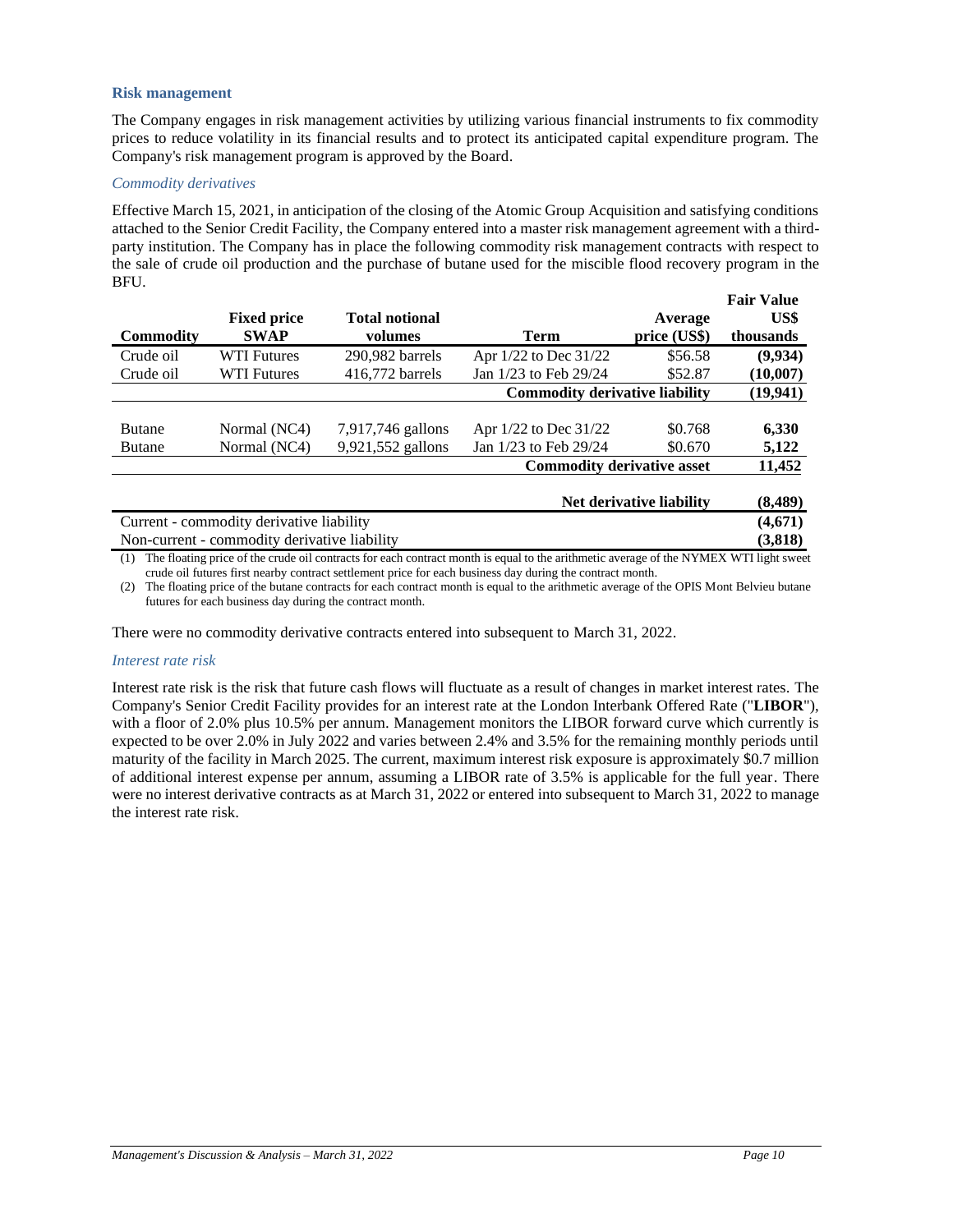## Risk management

The Company engages in risk management activities by utilizing various financial instruments to fix commodity prices to reduce volatility in its financial results and to protect its anticipated capital expenditure program. The Company's risk management program is approved by the Board.

### *Commodity derivatives*

Effective March 15, 2021, in anticipation of the closing of the Atomic Group Acquisition and satisfying conditions attached to the Senior Credit Facility, the Company entered into a master risk management agreement with a third-party institution. The Company has in place the following commodity risk management contracts with respect to the sale of crude oil production and the purchase of butane used for the miscible flood recovery program in the BFU.

| Commodity | Fixed price SWAP | Total notional volumes | Term | Average price (US$) | Fair Value US$ thousands |
|---|---|---|---|---|---|
| Crude oil | WTI Futures | 290,982 barrels | Apr 1/22 to Dec 31/22 | $56.58 | **(9,934)** |
| Crude oil | WTI Futures | 416,772 barrels | Jan 1/23 to Feb 29/24 | $52.87 | **(10,007)** |
| | | | **Commodity derivative liability** | | **(19,941)** |
| Butane | Normal (NC4) | 7,917,746 gallons | Apr 1/22 to Dec 31/22 | $0.768 | **6,330** |
| Butane | Normal (NC4) | 9,921,552 gallons | Jan 1/23 to Feb 29/24 | $0.670 | **5,122** |
| | | | **Commodity derivative asset** | | **11,452** |
| | | | **Net derivative liability** | | **(8,489)** |
| Current - commodity derivative liability | | | | | **(4,671)** |
| Non-current - commodity derivative liability | | | | | **(3,818)** |

(1) The floating price of the crude oil contracts for each contract month is equal to the arithmetic average of the NYMEX WTI light sweet crude oil futures first nearby contract settlement price for each business day during the contract month.

(2) The floating price of the butane contracts for each contract month is equal to the arithmetic average of the OPIS Mont Belvieu butane futures for each business day during the contract month.

There were no commodity derivative contracts entered into subsequent to March 31, 2022.

### *Interest rate risk*

Interest rate risk is the risk that future cash flows will fluctuate as a result of changes in market interest rates. The Company's Senior Credit Facility provides for an interest rate at the London Interbank Offered Rate ("**LIBOR**"), with a floor of 2.0% plus 10.5% per annum. Management monitors the LIBOR forward curve which currently is expected to be over 2.0% in July 2022 and varies between 2.4% and 3.5% for the remaining monthly periods until maturity of the facility in March 2025. The current, maximum interest risk exposure is approximately $0.7 million of additional interest expense per annum, assuming a LIBOR rate of 3.5% is applicable for the full year. There were no interest derivative contracts as at March 31, 2022 or entered into subsequent to March 31, 2022 to manage the interest rate risk.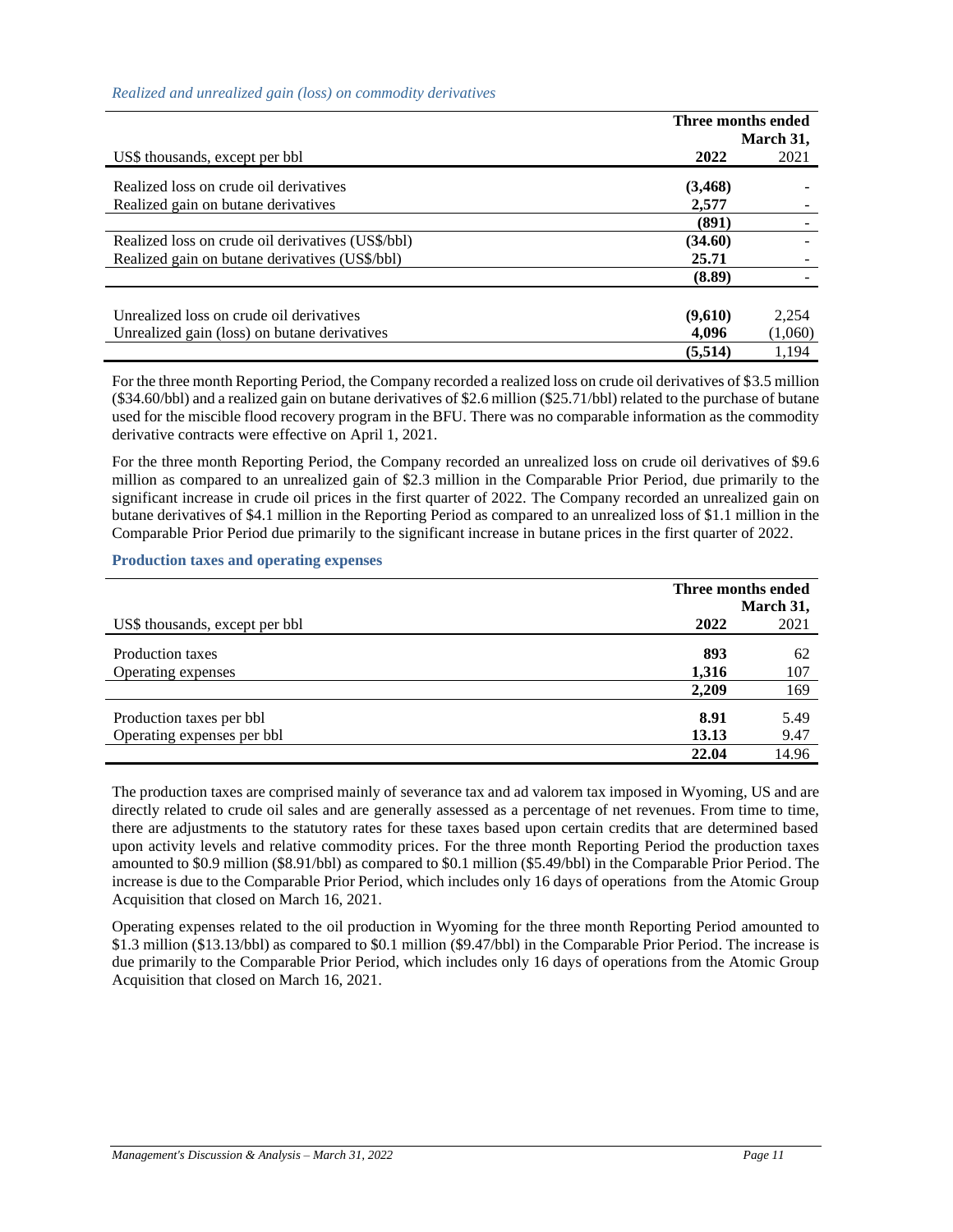*Realized and unrealized gain (loss) on commodity derivatives*

| US$ thousands, except per bbl | Three months ended March 31, 2022 | 2021 |
|---|---|---|
| Realized loss on crude oil derivatives | **(3,468)** | - |
| Realized gain on butane derivatives | **2,577** | - |
| | **(891)** | - |
| Realized loss on crude oil derivatives (US$/bbl) | **(34.60)** | - |
| Realized gain on butane derivatives (US$/bbl) | **25.71** | - |
| | **(8.89)** | - |
| Unrealized loss on crude oil derivatives | **(9,610)** | 2,254 |
| Unrealized gain (loss) on butane derivatives | **4,096** | (1,060) |
| | **(5,514)** | 1,194 |

For the three month Reporting Period, the Company recorded a realized loss on crude oil derivatives of $3.5 million ($34.60/bbl) and a realized gain on butane derivatives of $2.6 million ($25.71/bbl) related to the purchase of butane used for the miscible flood recovery program in the BFU. There was no comparable information as the commodity derivative contracts were effective on April 1, 2021.

For the three month Reporting Period, the Company recorded an unrealized loss on crude oil derivatives of $9.6 million as compared to an unrealized gain of $2.3 million in the Comparable Prior Period, due primarily to the significant increase in crude oil prices in the first quarter of 2022. The Company recorded an unrealized gain on butane derivatives of $4.1 million in the Reporting Period as compared to an unrealized loss of $1.1 million in the Comparable Prior Period due primarily to the significant increase in butane prices in the first quarter of 2022.

### Production taxes and operating expenses

| US$ thousands, except per bbl | Three months ended March 31, 2022 | 2021 |
|---|---|---|
| Production taxes | **893** | 62 |
| Operating expenses | **1,316** | 107 |
| | **2,209** | 169 |
| Production taxes per bbl | **8.91** | 5.49 |
| Operating expenses per bbl | **13.13** | 9.47 |
| | **22.04** | 14.96 |

The production taxes are comprised mainly of severance tax and ad valorem tax imposed in Wyoming, US and are directly related to crude oil sales and are generally assessed as a percentage of net revenues. From time to time, there are adjustments to the statutory rates for these taxes based upon certain credits that are determined based upon activity levels and relative commodity prices. For the three month Reporting Period the production taxes amounted to $0.9 million ($8.91/bbl) as compared to $0.1 million ($5.49/bbl) in the Comparable Prior Period. The increase is due to the Comparable Prior Period, which includes only 16 days of operations from the Atomic Group Acquisition that closed on March 16, 2021.

Operating expenses related to the oil production in Wyoming for the three month Reporting Period amounted to $1.3 million ($13.13/bbl) as compared to $0.1 million ($9.47/bbl) in the Comparable Prior Period. The increase is due primarily to the Comparable Prior Period, which includes only 16 days of operations from the Atomic Group Acquisition that closed on March 16, 2021.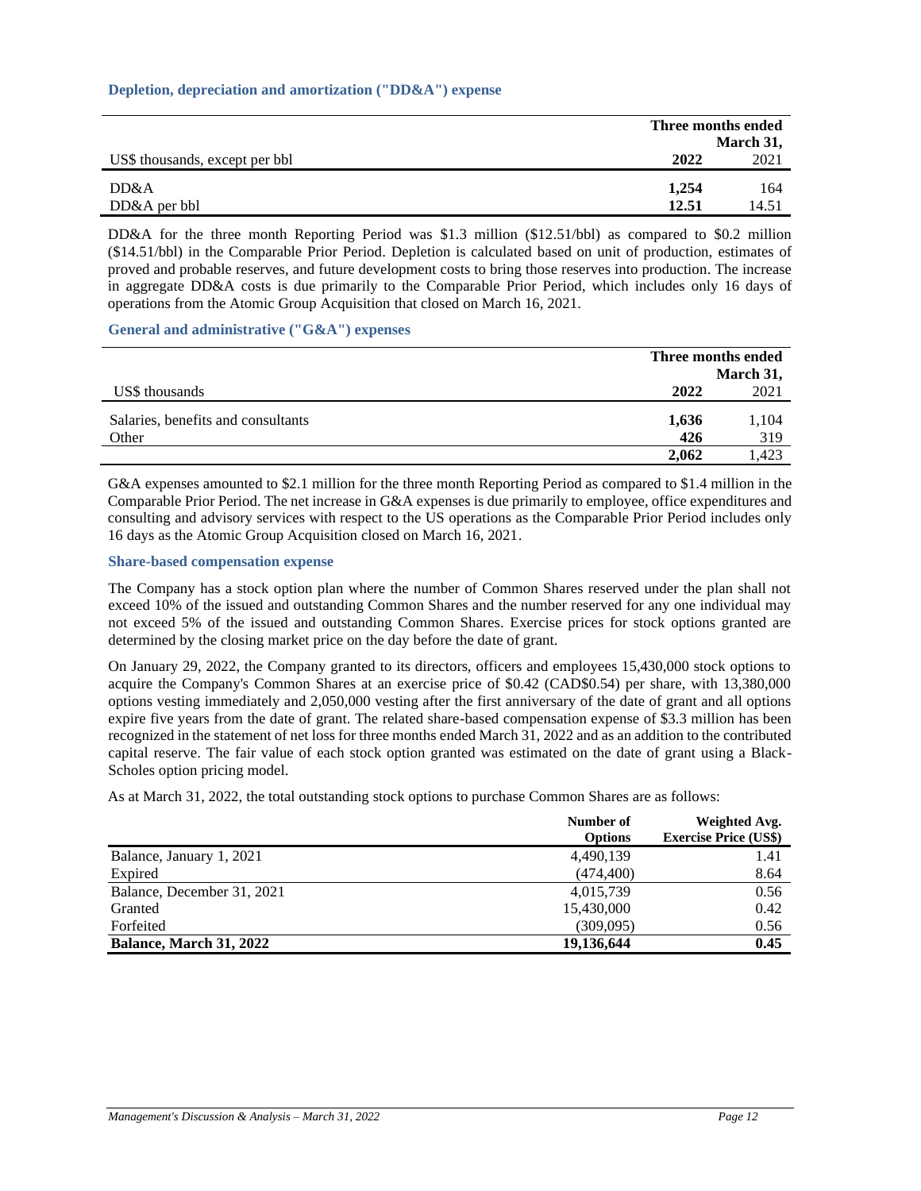### Depletion, depreciation and amortization ("DD&A") expense

| US$ thousands, except per bbl | Three months ended March 31, 2022 | 2021 |
|---|---|---|
| DD&A | **1,254** | 164 |
| DD&A per bbl | **12.51** | 14.51 |

DD&A for the three month Reporting Period was $1.3 million ($12.51/bbl) as compared to $0.2 million ($14.51/bbl) in the Comparable Prior Period. Depletion is calculated based on unit of production, estimates of proved and probable reserves, and future development costs to bring those reserves into production. The increase in aggregate DD&A costs is due primarily to the Comparable Prior Period, which includes only 16 days of operations from the Atomic Group Acquisition that closed on March 16, 2021.

### General and administrative ("G&A") expenses

| US$ thousands | Three months ended March 31, 2022 | 2021 |
|---|---|---|
| Salaries, benefits and consultants | **1,636** | 1,104 |
| Other | **426** | 319 |
| | **2,062** | 1,423 |

G&A expenses amounted to $2.1 million for the three month Reporting Period as compared to $1.4 million in the Comparable Prior Period. The net increase in G&A expenses is due primarily to employee, office expenditures and consulting and advisory services with respect to the US operations as the Comparable Prior Period includes only 16 days as the Atomic Group Acquisition closed on March 16, 2021.

### Share-based compensation expense

The Company has a stock option plan where the number of Common Shares reserved under the plan shall not exceed 10% of the issued and outstanding Common Shares and the number reserved for any one individual may not exceed 5% of the issued and outstanding Common Shares. Exercise prices for stock options granted are determined by the closing market price on the day before the date of grant.

On January 29, 2022, the Company granted to its directors, officers and employees 15,430,000 stock options to acquire the Company's Common Shares at an exercise price of $0.42 (CAD$0.54) per share, with 13,380,000 options vesting immediately and 2,050,000 vesting after the first anniversary of the date of grant and all options expire five years from the date of grant. The related share-based compensation expense of $3.3 million has been recognized in the statement of net loss for three months ended March 31, 2022 and as an addition to the contributed capital reserve. The fair value of each stock option granted was estimated on the date of grant using a Black-Scholes option pricing model.

As at March 31, 2022, the total outstanding stock options to purchase Common Shares are as follows:

| | Number of Options | Weighted Avg. Exercise Price (US$) |
|---|---|---|
| Balance, January 1, 2021 | 4,490,139 | 1.41 |
| Expired | (474,400) | 8.64 |
| Balance, December 31, 2021 | 4,015,739 | 0.56 |
| Granted | 15,430,000 | 0.42 |
| Forfeited | (309,095) | 0.56 |
| **Balance, March 31, 2022** | **19,136,644** | **0.45** |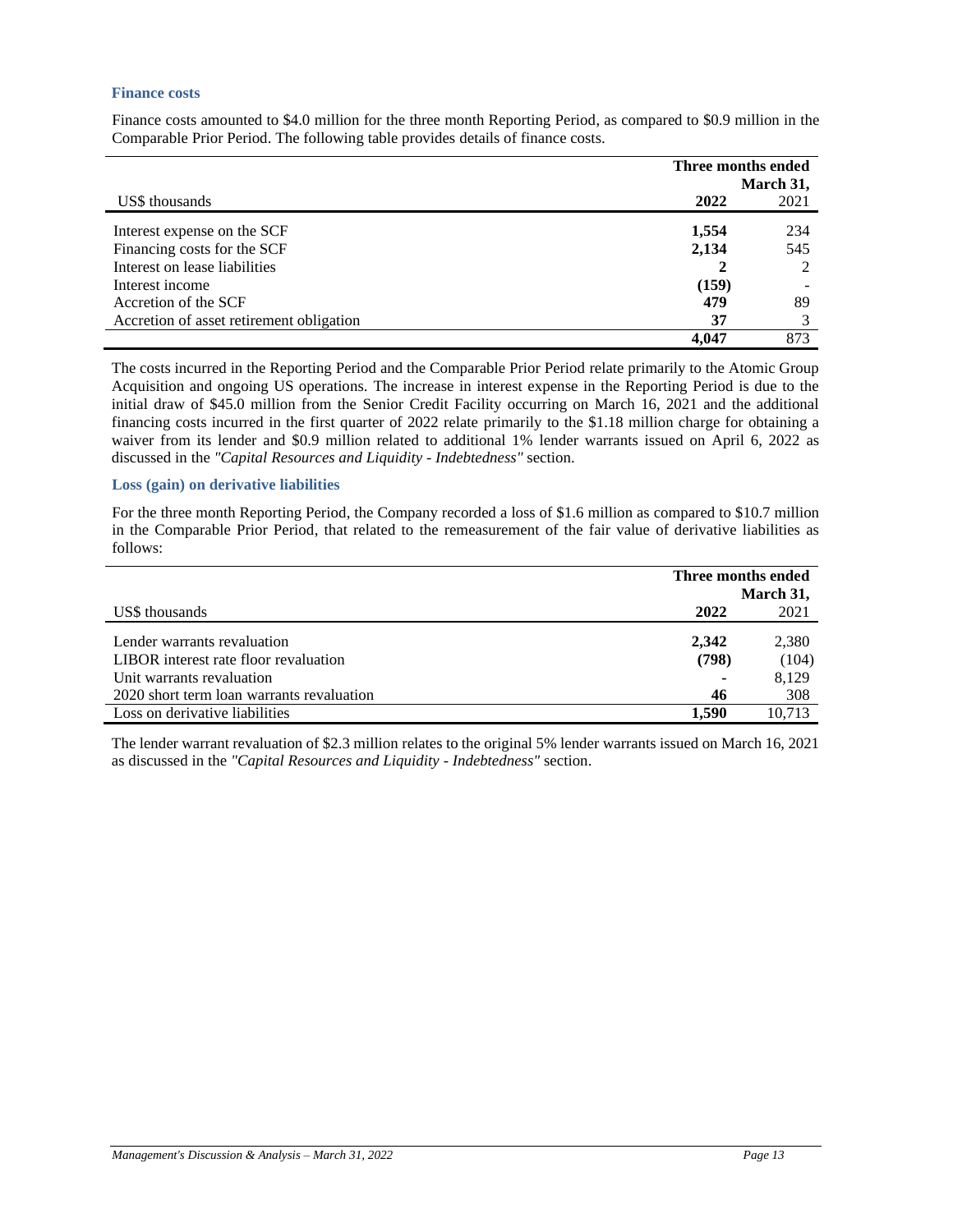### Finance costs

Finance costs amounted to $4.0 million for the three month Reporting Period, as compared to $0.9 million in the Comparable Prior Period. The following table provides details of finance costs.

| US$ thousands | Three months ended March 31, 2022 | 2021 |
|---|---|---|
| Interest expense on the SCF | **1,554** | 234 |
| Financing costs for the SCF | **2,134** | 545 |
| Interest on lease liabilities | **2** | 2 |
| Interest income | **(159)** | - |
| Accretion of the SCF | **479** | 89 |
| Accretion of asset retirement obligation | **37** | 3 |
| | **4,047** | 873 |

The costs incurred in the Reporting Period and the Comparable Prior Period relate primarily to the Atomic Group Acquisition and ongoing US operations. The increase in interest expense in the Reporting Period is due to the initial draw of $45.0 million from the Senior Credit Facility occurring on March 16, 2021 and the additional financing costs incurred in the first quarter of 2022 relate primarily to the $1.18 million charge for obtaining a waiver from its lender and $0.9 million related to additional 1% lender warrants issued on April 6, 2022 as discussed in the *"Capital Resources and Liquidity - Indebtedness"* section.

### Loss (gain) on derivative liabilities

For the three month Reporting Period, the Company recorded a loss of $1.6 million as compared to $10.7 million in the Comparable Prior Period, that related to the remeasurement of the fair value of derivative liabilities as follows:

| US$ thousands | Three months ended March 31, 2022 | 2021 |
|---|---|---|
| Lender warrants revaluation | **2,342** | 2,380 |
| LIBOR interest rate floor revaluation | **(798)** | (104) |
| Unit warrants revaluation | **-** | 8,129 |
| 2020 short term loan warrants revaluation | **46** | 308 |
| Loss on derivative liabilities | **1,590** | 10,713 |

The lender warrant revaluation of $2.3 million relates to the original 5% lender warrants issued on March 16, 2021 as discussed in the *"Capital Resources and Liquidity - Indebtedness"* section.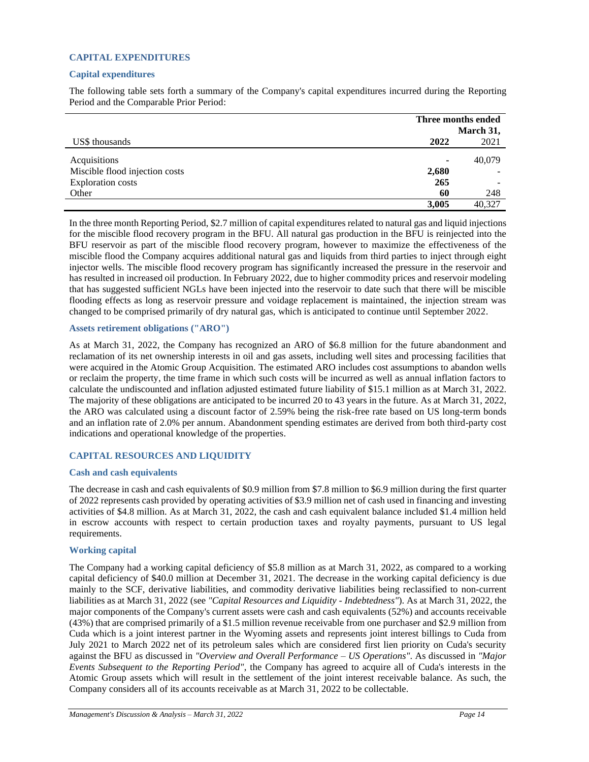## CAPITAL EXPENDITURES

### Capital expenditures

The following table sets forth a summary of the Company's capital expenditures incurred during the Reporting Period and the Comparable Prior Period:

| US$ thousands | Three months ended March 31, 2022 | 2021 |
|---|---|---|
| Acquisitions | **-** | 40,079 |
| Miscible flood injection costs | **2,680** | - |
| Exploration costs | **265** | - |
| Other | **60** | 248 |
| | **3,005** | 40,327 |

In the three month Reporting Period, $2.7 million of capital expenditures related to natural gas and liquid injections for the miscible flood recovery program in the BFU. All natural gas production in the BFU is reinjected into the BFU reservoir as part of the miscible flood recovery program, however to maximize the effectiveness of the miscible flood the Company acquires additional natural gas and liquids from third parties to inject through eight injector wells. The miscible flood recovery program has significantly increased the pressure in the reservoir and has resulted in increased oil production. In February 2022, due to higher commodity prices and reservoir modeling that has suggested sufficient NGLs have been injected into the reservoir to date such that there will be miscible flooding effects as long as reservoir pressure and voidage replacement is maintained, the injection stream was changed to be comprised primarily of dry natural gas, which is anticipated to continue until September 2022.

### Assets retirement obligations ("ARO")

As at March 31, 2022, the Company has recognized an ARO of $6.8 million for the future abandonment and reclamation of its net ownership interests in oil and gas assets, including well sites and processing facilities that were acquired in the Atomic Group Acquisition. The estimated ARO includes cost assumptions to abandon wells or reclaim the property, the time frame in which such costs will be incurred as well as annual inflation factors to calculate the undiscounted and inflation adjusted estimated future liability of $15.1 million as at March 31, 2022. The majority of these obligations are anticipated to be incurred 20 to 43 years in the future. As at March 31, 2022, the ARO was calculated using a discount factor of 2.59% being the risk-free rate based on US long-term bonds and an inflation rate of 2.0% per annum. Abandonment spending estimates are derived from both third-party cost indications and operational knowledge of the properties.

## CAPITAL RESOURCES AND LIQUIDITY

### Cash and cash equivalents

The decrease in cash and cash equivalents of $0.9 million from $7.8 million to $6.9 million during the first quarter of 2022 represents cash provided by operating activities of $3.9 million net of cash used in financing and investing activities of $4.8 million. As at March 31, 2022, the cash and cash equivalent balance included $1.4 million held in escrow accounts with respect to certain production taxes and royalty payments, pursuant to US legal requirements.

### Working capital

The Company had a working capital deficiency of $5.8 million as at March 31, 2022, as compared to a working capital deficiency of $40.0 million at December 31, 2021. The decrease in the working capital deficiency is due mainly to the SCF, derivative liabilities, and commodity derivative liabilities being reclassified to non-current liabilities as at March 31, 2022 (see *"Capital Resources and Liquidity - Indebtedness"*). As at March 31, 2022, the major components of the Company's current assets were cash and cash equivalents (52%) and accounts receivable (43%) that are comprised primarily of a $1.5 million revenue receivable from one purchaser and $2.9 million from Cuda which is a joint interest partner in the Wyoming assets and represents joint interest billings to Cuda from July 2021 to March 2022 net of its petroleum sales which are considered first lien priority on Cuda's security against the BFU as discussed in *"Overview and Overall Performance – US Operations"*. As discussed in *"Major Events Subsequent to the Reporting Period"*, the Company has agreed to acquire all of Cuda's interests in the Atomic Group assets which will result in the settlement of the joint interest receivable balance. As such, the Company considers all of its accounts receivable as at March 31, 2022 to be collectable.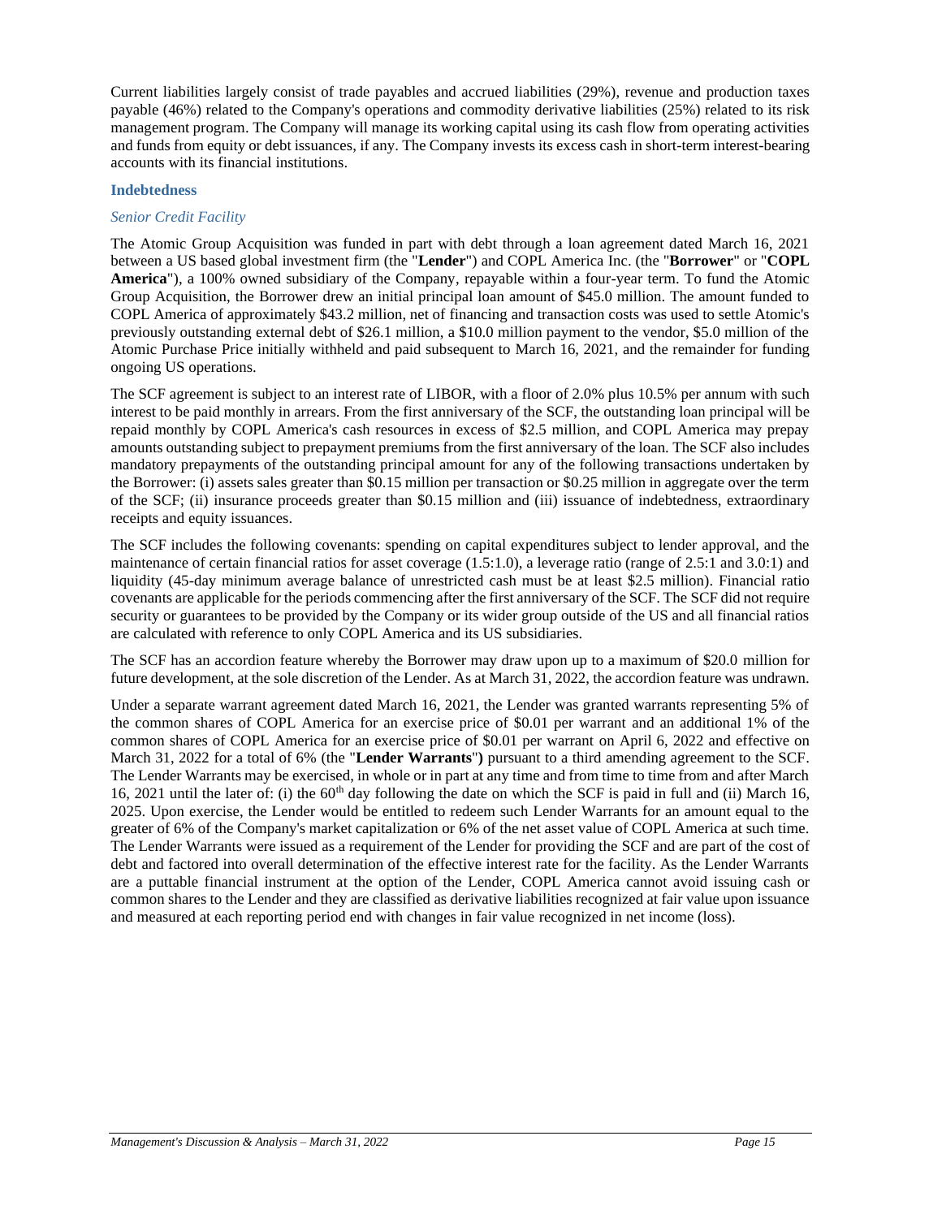Current liabilities largely consist of trade payables and accrued liabilities (29%), revenue and production taxes payable (46%) related to the Company's operations and commodity derivative liabilities (25%) related to its risk management program. The Company will manage its working capital using its cash flow from operating activities and funds from equity or debt issuances, if any. The Company invests its excess cash in short-term interest-bearing accounts with its financial institutions.

## Indebtedness

### *Senior Credit Facility*

The Atomic Group Acquisition was funded in part with debt through a loan agreement dated March 16, 2021 between a US based global investment firm (the "**Lender**") and COPL America Inc. (the "**Borrower**" or "**COPL America**"), a 100% owned subsidiary of the Company, repayable within a four-year term. To fund the Atomic Group Acquisition, the Borrower drew an initial principal loan amount of $45.0 million. The amount funded to COPL America of approximately $43.2 million, net of financing and transaction costs was used to settle Atomic's previously outstanding external debt of $26.1 million, a $10.0 million payment to the vendor, $5.0 million of the Atomic Purchase Price initially withheld and paid subsequent to March 16, 2021, and the remainder for funding ongoing US operations.

The SCF agreement is subject to an interest rate of LIBOR, with a floor of 2.0% plus 10.5% per annum with such interest to be paid monthly in arrears. From the first anniversary of the SCF, the outstanding loan principal will be repaid monthly by COPL America's cash resources in excess of $2.5 million, and COPL America may prepay amounts outstanding subject to prepayment premiums from the first anniversary of the loan. The SCF also includes mandatory prepayments of the outstanding principal amount for any of the following transactions undertaken by the Borrower: (i) assets sales greater than $0.15 million per transaction or $0.25 million in aggregate over the term of the SCF; (ii) insurance proceeds greater than $0.15 million and (iii) issuance of indebtedness, extraordinary receipts and equity issuances.

The SCF includes the following covenants: spending on capital expenditures subject to lender approval, and the maintenance of certain financial ratios for asset coverage (1.5:1.0), a leverage ratio (range of 2.5:1 and 3.0:1) and liquidity (45-day minimum average balance of unrestricted cash must be at least $2.5 million). Financial ratio covenants are applicable for the periods commencing after the first anniversary of the SCF. The SCF did not require security or guarantees to be provided by the Company or its wider group outside of the US and all financial ratios are calculated with reference to only COPL America and its US subsidiaries.

The SCF has an accordion feature whereby the Borrower may draw upon up to a maximum of $20.0 million for future development, at the sole discretion of the Lender. As at March 31, 2022, the accordion feature was undrawn.

Under a separate warrant agreement dated March 16, 2021, the Lender was granted warrants representing 5% of the common shares of COPL America for an exercise price of $0.01 per warrant and an additional 1% of the common shares of COPL America for an exercise price of $0.01 per warrant on April 6, 2022 and effective on March 31, 2022 for a total of 6% (the "**Lender Warrants**") pursuant to a third amending agreement to the SCF. The Lender Warrants may be exercised, in whole or in part at any time and from time to time from and after March 16, 2021 until the later of: (i) the 60th day following the date on which the SCF is paid in full and (ii) March 16, 2025. Upon exercise, the Lender would be entitled to redeem such Lender Warrants for an amount equal to the greater of 6% of the Company's market capitalization or 6% of the net asset value of COPL America at such time. The Lender Warrants were issued as a requirement of the Lender for providing the SCF and are part of the cost of debt and factored into overall determination of the effective interest rate for the facility. As the Lender Warrants are a puttable financial instrument at the option of the Lender, COPL America cannot avoid issuing cash or common shares to the Lender and they are classified as derivative liabilities recognized at fair value upon issuance and measured at each reporting period end with changes in fair value recognized in net income (loss).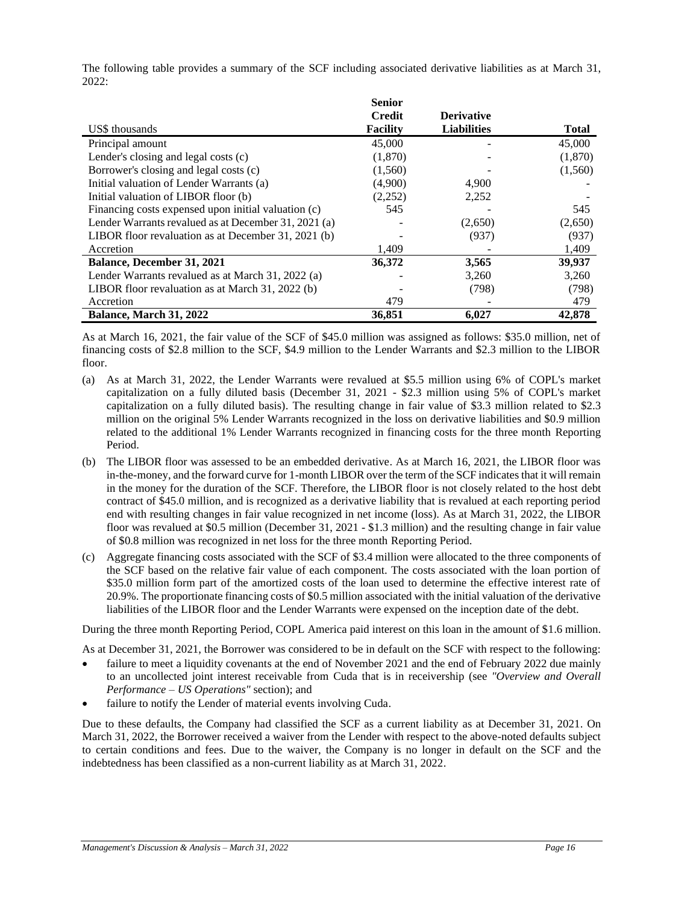The following table provides a summary of the SCF including associated derivative liabilities as at March 31, 2022:

| US$ thousands | Senior Credit Facility | Derivative Liabilities | Total |
|---|---|---|---|
| Principal amount | 45,000 | - | 45,000 |
| Lender's closing and legal costs (c) | (1,870) | - | (1,870) |
| Borrower's closing and legal costs (c) | (1,560) | - | (1,560) |
| Initial valuation of Lender Warrants (a) | (4,900) | 4,900 | - |
| Initial valuation of LIBOR floor (b) | (2,252) | 2,252 | - |
| Financing costs expensed upon initial valuation (c) | 545 | - | 545 |
| Lender Warrants revalued as at December 31, 2021 (a) | - | (2,650) | (2,650) |
| LIBOR floor revaluation as at December 31, 2021 (b) | - | (937) | (937) |
| Accretion | 1,409 | - | 1,409 |
| **Balance, December 31, 2021** | **36,372** | **3,565** | **39,937** |
| Lender Warrants revalued as at March 31, 2022 (a) | - | 3,260 | 3,260 |
| LIBOR floor revaluation as at March 31, 2022 (b) | - | (798) | (798) |
| Accretion | 479 | - | 479 |
| **Balance, March 31, 2022** | **36,851** | **6,027** | **42,878** |

As at March 16, 2021, the fair value of the SCF of $45.0 million was assigned as follows: $35.0 million, net of financing costs of $2.8 million to the SCF, $4.9 million to the Lender Warrants and $2.3 million to the LIBOR floor.

(a) As at March 31, 2022, the Lender Warrants were revalued at $5.5 million using 6% of COPL's market capitalization on a fully diluted basis (December 31, 2021 - $2.3 million using 5% of COPL's market capitalization on a fully diluted basis). The resulting change in fair value of $3.3 million related to $2.3 million on the original 5% Lender Warrants recognized in the loss on derivative liabilities and $0.9 million related to the additional 1% Lender Warrants recognized in financing costs for the three month Reporting Period.

(b) The LIBOR floor was assessed to be an embedded derivative. As at March 16, 2021, the LIBOR floor was in-the-money, and the forward curve for 1-month LIBOR over the term of the SCF indicates that it will remain in the money for the duration of the SCF. Therefore, the LIBOR floor is not closely related to the host debt contract of $45.0 million, and is recognized as a derivative liability that is revalued at each reporting period end with resulting changes in fair value recognized in net income (loss). As at March 31, 2022, the LIBOR floor was revalued at $0.5 million (December 31, 2021 - $1.3 million) and the resulting change in fair value of $0.8 million was recognized in net loss for the three month Reporting Period.

(c) Aggregate financing costs associated with the SCF of $3.4 million were allocated to the three components of the SCF based on the relative fair value of each component. The costs associated with the loan portion of $35.0 million form part of the amortized costs of the loan used to determine the effective interest rate of 20.9%. The proportionate financing costs of $0.5 million associated with the initial valuation of the derivative liabilities of the LIBOR floor and the Lender Warrants were expensed on the inception date of the debt.

During the three month Reporting Period, COPL America paid interest on this loan in the amount of $1.6 million.

As at December 31, 2021, the Borrower was considered to be in default on the SCF with respect to the following:

- failure to meet a liquidity covenants at the end of November 2021 and the end of February 2022 due mainly to an uncollected joint interest receivable from Cuda that is in receivership (see *"Overview and Overall Performance – US Operations"* section); and
- failure to notify the Lender of material events involving Cuda.

Due to these defaults, the Company had classified the SCF as a current liability as at December 31, 2021. On March 31, 2022, the Borrower received a waiver from the Lender with respect to the above-noted defaults subject to certain conditions and fees. Due to the waiver, the Company is no longer in default on the SCF and the indebtedness has been classified as a non-current liability as at March 31, 2022.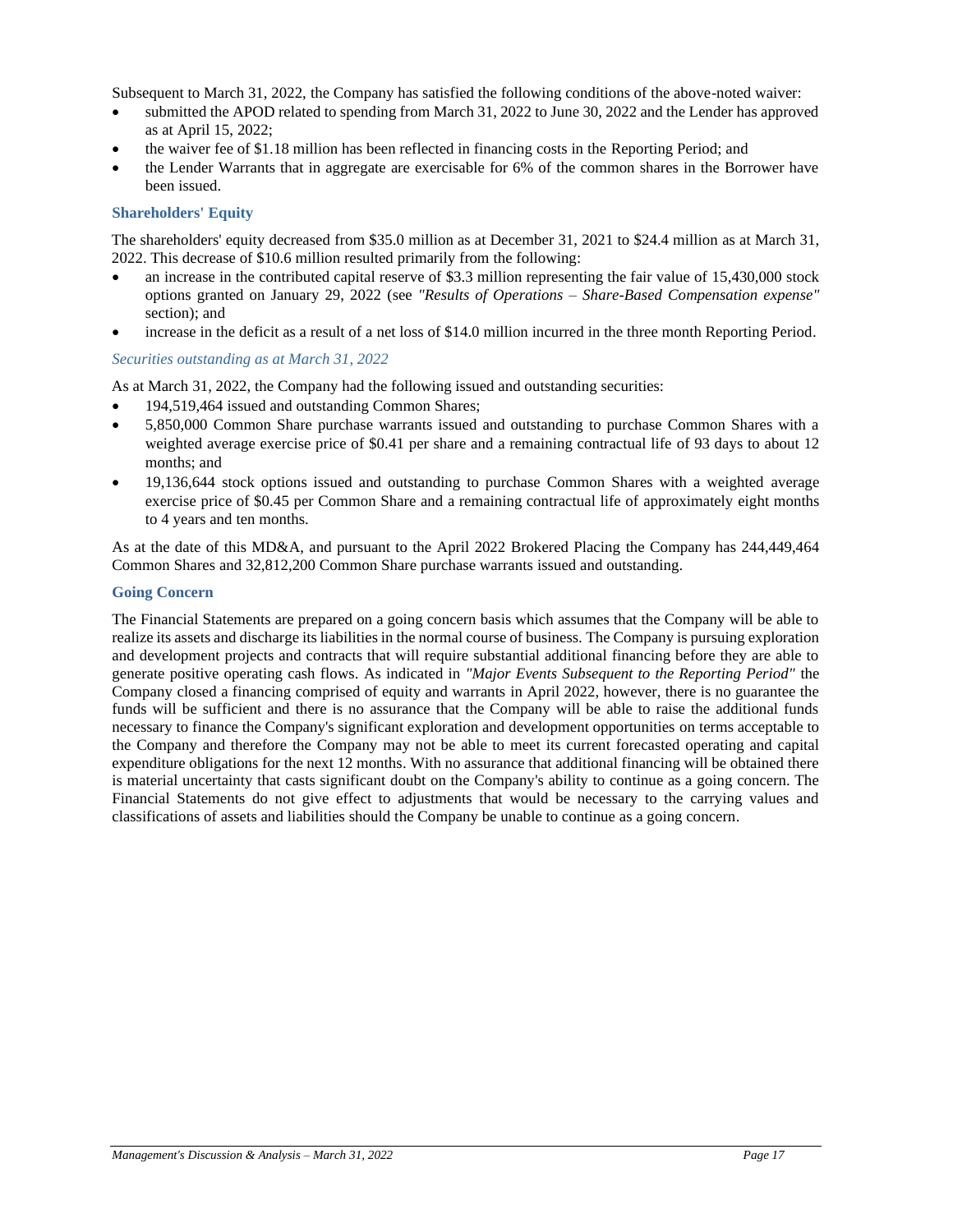Subsequent to March 31, 2022, the Company has satisfied the following conditions of the above-noted waiver:

- submitted the APOD related to spending from March 31, 2022 to June 30, 2022 and the Lender has approved as at April 15, 2022;
- the waiver fee of $1.18 million has been reflected in financing costs in the Reporting Period; and
- the Lender Warrants that in aggregate are exercisable for 6% of the common shares in the Borrower have been issued.

### Shareholders' Equity

The shareholders' equity decreased from $35.0 million as at December 31, 2021 to $24.4 million as at March 31, 2022. This decrease of $10.6 million resulted primarily from the following:

- an increase in the contributed capital reserve of $3.3 million representing the fair value of 15,430,000 stock options granted on January 29, 2022 (see *"Results of Operations – Share-Based Compensation expense"* section); and
- increase in the deficit as a result of a net loss of $14.0 million incurred in the three month Reporting Period.

#### *Securities outstanding as at March 31, 2022*

As at March 31, 2022, the Company had the following issued and outstanding securities:

- 194,519,464 issued and outstanding Common Shares;
- 5,850,000 Common Share purchase warrants issued and outstanding to purchase Common Shares with a weighted average exercise price of $0.41 per share and a remaining contractual life of 93 days to about 12 months; and
- 19,136,644 stock options issued and outstanding to purchase Common Shares with a weighted average exercise price of $0.45 per Common Share and a remaining contractual life of approximately eight months to 4 years and ten months.

As at the date of this MD&A, and pursuant to the April 2022 Brokered Placing the Company has 244,449,464 Common Shares and 32,812,200 Common Share purchase warrants issued and outstanding.

### Going Concern

The Financial Statements are prepared on a going concern basis which assumes that the Company will be able to realize its assets and discharge its liabilities in the normal course of business. The Company is pursuing exploration and development projects and contracts that will require substantial additional financing before they are able to generate positive operating cash flows. As indicated in *"Major Events Subsequent to the Reporting Period"* the Company closed a financing comprised of equity and warrants in April 2022, however, there is no guarantee the funds will be sufficient and there is no assurance that the Company will be able to raise the additional funds necessary to finance the Company's significant exploration and development opportunities on terms acceptable to the Company and therefore the Company may not be able to meet its current forecasted operating and capital expenditure obligations for the next 12 months. With no assurance that additional financing will be obtained there is material uncertainty that casts significant doubt on the Company's ability to continue as a going concern. The Financial Statements do not give effect to adjustments that would be necessary to the carrying values and classifications of assets and liabilities should the Company be unable to continue as a going concern.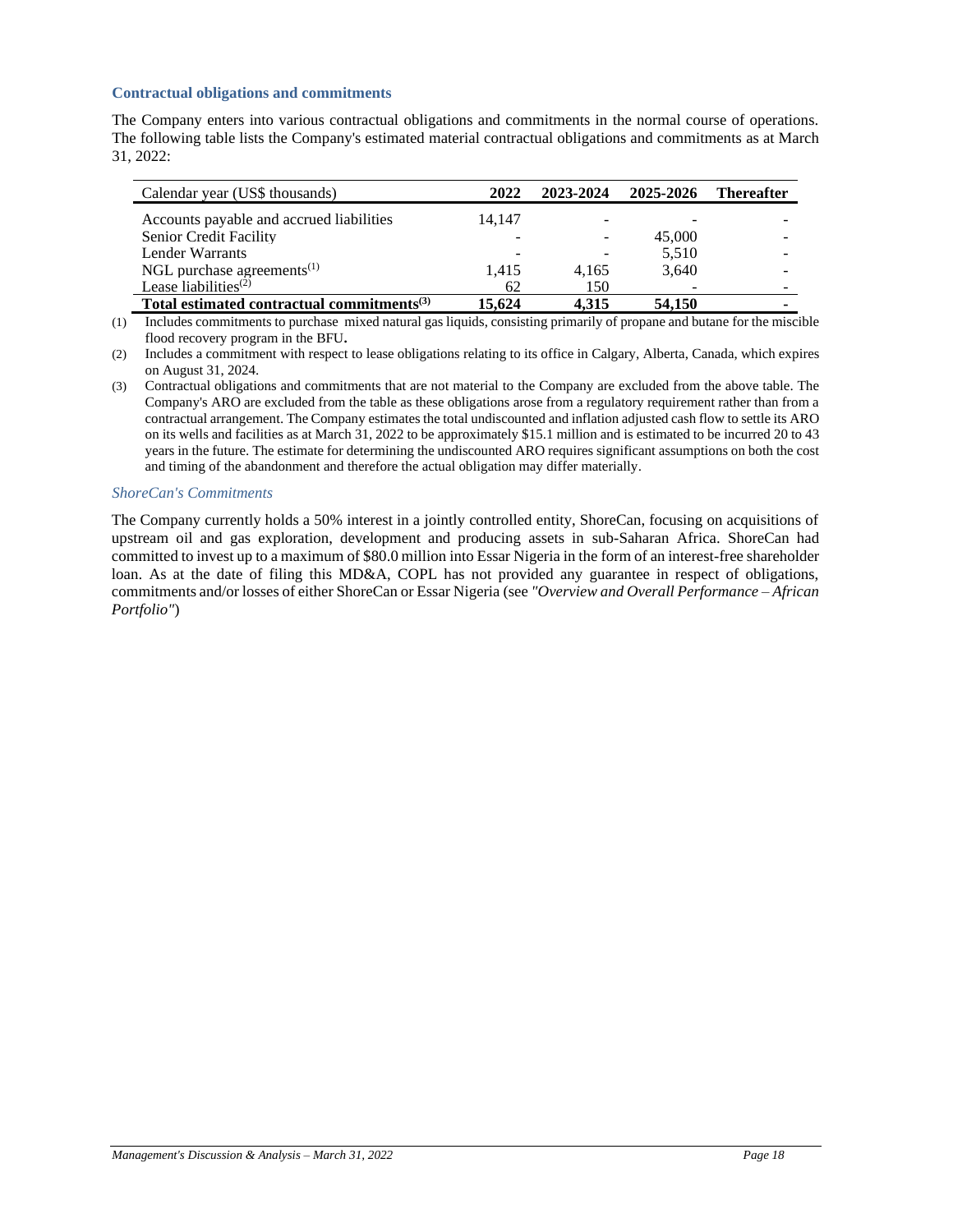### Contractual obligations and commitments

The Company enters into various contractual obligations and commitments in the normal course of operations. The following table lists the Company's estimated material contractual obligations and commitments as at March 31, 2022:

| Calendar year (US$ thousands) | 2022 | 2023-2024 | 2025-2026 | Thereafter |
|---|---|---|---|---|
| Accounts payable and accrued liabilities | 14,147 | - | - | - |
| Senior Credit Facility | - | - | 45,000 | - |
| Lender Warrants | - | - | 5,510 | - |
| NGL purchase agreements[(1)] | 1,415 | 4,165 | 3,640 | - |
| Lease liabilities[(2)] | 62 | 150 | - | - |
| **Total estimated contractual commitments[(3)]** | **15,624** | **4,315** | **54,150** | **-** |

(1) Includes commitments to purchase mixed natural gas liquids, consisting primarily of propane and butane for the miscible flood recovery program in the BFU.

(2) Includes a commitment with respect to lease obligations relating to its office in Calgary, Alberta, Canada, which expires on August 31, 2024.

(3) Contractual obligations and commitments that are not material to the Company are excluded from the above table. The Company's ARO are excluded from the table as these obligations arose from a regulatory requirement rather than from a contractual arrangement. The Company estimates the total undiscounted and inflation adjusted cash flow to settle its ARO on its wells and facilities as at March 31, 2022 to be approximately $15.1 million and is estimated to be incurred 20 to 43 years in the future. The estimate for determining the undiscounted ARO requires significant assumptions on both the cost and timing of the abandonment and therefore the actual obligation may differ materially.

#### *ShoreCan's Commitments*

The Company currently holds a 50% interest in a jointly controlled entity, ShoreCan, focusing on acquisitions of upstream oil and gas exploration, development and producing assets in sub-Saharan Africa. ShoreCan had committed to invest up to a maximum of $80.0 million into Essar Nigeria in the form of an interest-free shareholder loan. As at the date of filing this MD&A, COPL has not provided any guarantee in respect of obligations, commitments and/or losses of either ShoreCan or Essar Nigeria (see *"Overview and Overall Performance – African Portfolio"*)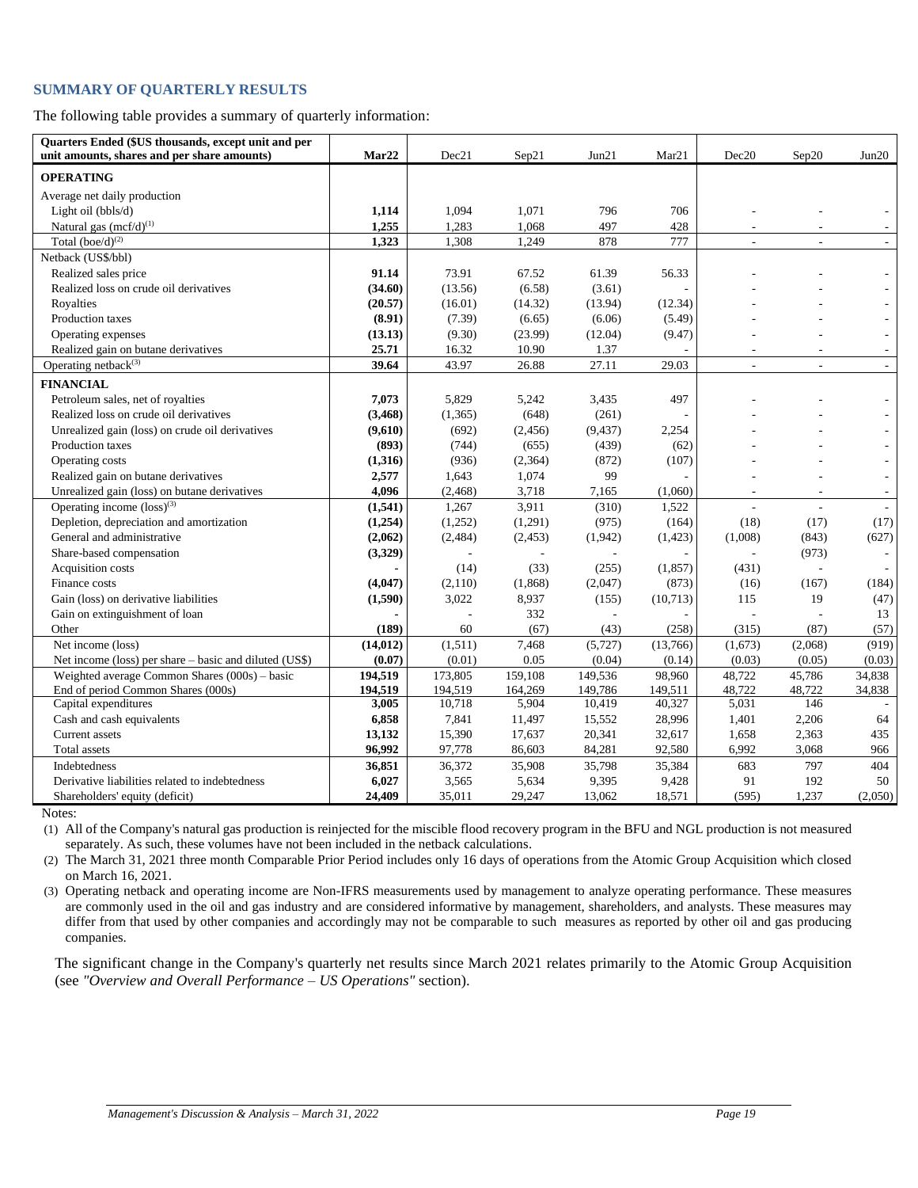## SUMMARY OF QUARTERLY RESULTS

The following table provides a summary of quarterly information:

| Quarters Ended ($US thousands, except unit and per unit amounts, shares and per share amounts) | **Mar22** | Dec21 | Sep21 | Jun21 | Mar21 | Dec20 | Sep20 | Jun20 |
|---|---|---|---|---|---|---|---|---|
| **OPERATING** | | | | | | | | |
| Average net daily production | | | | | | | | |
| Light oil (bbls/d) | **1,114** | 1,094 | 1,071 | 796 | 706 | - | - | - |
| Natural gas (mcf/d)[1] | **1,255** | 1,283 | 1,068 | 497 | 428 | - | - | - |
| Total (boe/d)[2] | **1,323** | 1,308 | 1,249 | 878 | 777 | - | - | - |
| Netback (US$/bbl) | | | | | | | | |
| Realized sales price | **91.14** | 73.91 | 67.52 | 61.39 | 56.33 | - | - | - |
| Realized loss on crude oil derivatives | **(34.60)** | (13.56) | (6.58) | (3.61) | - | - | - | - |
| Royalties | **(20.57)** | (16.01) | (14.32) | (13.94) | (12.34) | - | - | - |
| Production taxes | **(8.91)** | (7.39) | (6.65) | (6.06) | (5.49) | - | - | - |
| Operating expenses | **(13.13)** | (9.30) | (23.99) | (12.04) | (9.47) | - | - | - |
| Realized gain on butane derivatives | **25.71** | 16.32 | 10.90 | 1.37 | - | - | - | - |
| Operating netback[3] | **39.64** | 43.97 | 26.88 | 27.11 | 29.03 | - | - | - |
| **FINANCIAL** | | | | | | | | |
| Petroleum sales, net of royalties | **7,073** | 5,829 | 5,242 | 3,435 | 497 | - | - | - |
| Realized loss on crude oil derivatives | **(3,468)** | (1,365) | (648) | (261) | - | - | - | - |
| Unrealized gain (loss) on crude oil derivatives | **(9,610)** | (692) | (2,456) | (9,437) | 2,254 | - | - | - |
| Production taxes | **(893)** | (744) | (655) | (439) | (62) | - | - | - |
| Operating costs | **(1,316)** | (936) | (2,364) | (872) | (107) | - | - | - |
| Realized gain on butane derivatives | **2,577** | 1,643 | 1,074 | 99 | - | - | - | - |
| Unrealized gain (loss) on butane derivatives | **4,096** | (2,468) | 3,718 | 7,165 | (1,060) | - | - | - |
| Operating income (loss)[3] | **(1,541)** | 1,267 | 3,911 | (310) | 1,522 | - | - | - |
| Depletion, depreciation and amortization | **(1,254)** | (1,252) | (1,291) | (975) | (164) | (18) | (17) | (17) |
| General and administrative | **(2,062)** | (2,484) | (2,453) | (1,942) | (1,423) | (1,008) | (843) | (627) |
| Share-based compensation | **(3,329)** | - | - | - | - | - | (973) | - |
| Acquisition costs | **-** | (14) | (33) | (255) | (1,857) | (431) | - | - |
| Finance costs | **(4,047)** | (2,110) | (1,868) | (2,047) | (873) | (16) | (167) | (184) |
| Gain (loss) on derivative liabilities | **(1,590)** | 3,022 | 8,937 | (155) | (10,713) | 115 | 19 | (47) |
| Gain on extinguishment of loan | **-** | - | 332 | - | - | - | - | 13 |
| Other | **(189)** | 60 | (67) | (43) | (258) | (315) | (87) | (57) |
| Net income (loss) | **(14,012)** | (1,511) | 7,468 | (5,727) | (13,766) | (1,673) | (2,068) | (919) |
| Net income (loss) per share – basic and diluted (US$) | **(0.07)** | (0.01) | 0.05 | (0.04) | (0.14) | (0.03) | (0.05) | (0.03) |
| Weighted average Common Shares (000s) – basic | **194,519** | 173,805 | 159,108 | 149,536 | 98,960 | 48,722 | 45,786 | 34,838 |
| End of period Common Shares (000s) | **194,519** | 194,519 | 164,269 | 149,786 | 149,511 | 48,722 | 48,722 | 34,838 |
| Capital expenditures | **3,005** | 10,718 | 5,904 | 10,419 | 40,327 | 5,031 | 146 | - |
| Cash and cash equivalents | **6,858** | 7,841 | 11,497 | 15,552 | 28,996 | 1,401 | 2,206 | 64 |
| Current assets | **13,132** | 15,390 | 17,637 | 20,341 | 32,617 | 1,658 | 2,363 | 435 |
| Total assets | **96,992** | 97,778 | 86,603 | 84,281 | 92,580 | 6,992 | 3,068 | 966 |
| Indebtedness | **36,851** | 36,372 | 35,908 | 35,798 | 35,384 | 683 | 797 | 404 |
| Derivative liabilities related to indebtedness | **6,027** | 3,565 | 5,634 | 9,395 | 9,428 | 91 | 192 | 50 |
| Shareholders' equity (deficit) | **24,409** | 35,011 | 29,247 | 13,062 | 18,571 | (595) | 1,237 | (2,050) |

Notes:

(1) All of the Company's natural gas production is reinjected for the miscible flood recovery program in the BFU and NGL production is not measured separately. As such, these volumes have not been included in the netback calculations.

(2) The March 31, 2021 three month Comparable Prior Period includes only 16 days of operations from the Atomic Group Acquisition which closed on March 16, 2021.

(3) Operating netback and operating income are Non-IFRS measurements used by management to analyze operating performance. These measures are commonly used in the oil and gas industry and are considered informative by management, shareholders, and analysts. These measures may differ from that used by other companies and accordingly may not be comparable to such measures as reported by other oil and gas producing companies.

The significant change in the Company's quarterly net results since March 2021 relates primarily to the Atomic Group Acquisition (see *"Overview and Overall Performance – US Operations"* section).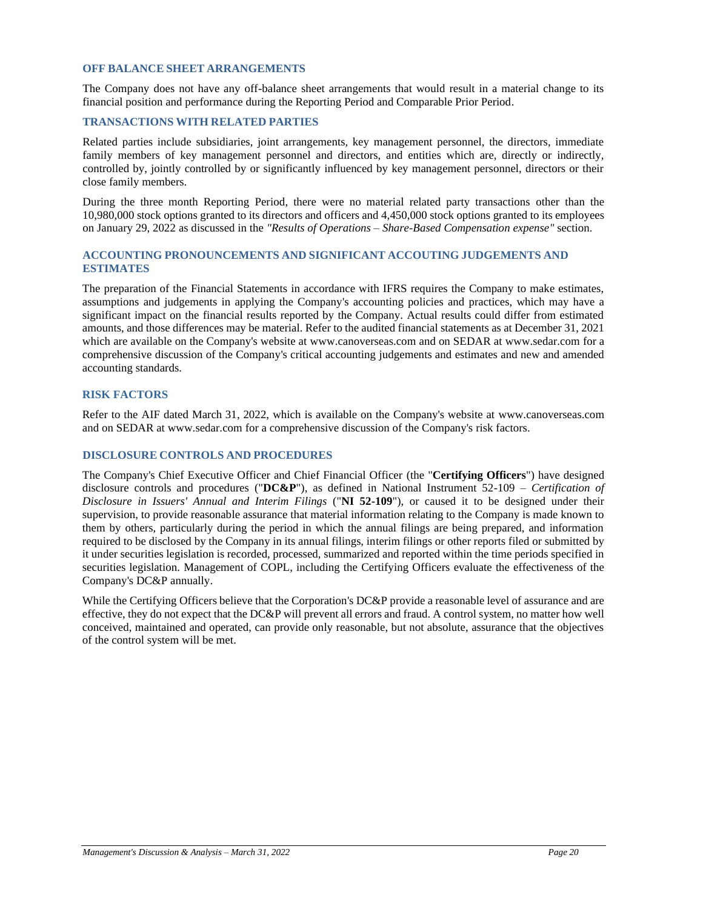## OFF BALANCE SHEET ARRANGEMENTS

The Company does not have any off-balance sheet arrangements that would result in a material change to its financial position and performance during the Reporting Period and Comparable Prior Period.

## TRANSACTIONS WITH RELATED PARTIES

Related parties include subsidiaries, joint arrangements, key management personnel, the directors, immediate family members of key management personnel and directors, and entities which are, directly or indirectly, controlled by, jointly controlled by or significantly influenced by key management personnel, directors or their close family members.

During the three month Reporting Period, there were no material related party transactions other than the 10,980,000 stock options granted to its directors and officers and 4,450,000 stock options granted to its employees on January 29, 2022 as discussed in the *"Results of Operations – Share-Based Compensation expense"* section.

## ACCOUNTING PRONOUNCEMENTS AND SIGNIFICANT ACCOUTING JUDGEMENTS AND ESTIMATES

The preparation of the Financial Statements in accordance with IFRS requires the Company to make estimates, assumptions and judgements in applying the Company's accounting policies and practices, which may have a significant impact on the financial results reported by the Company. Actual results could differ from estimated amounts, and those differences may be material. Refer to the audited financial statements as at December 31, 2021 which are available on the Company's website at www.canoverseas.com and on SEDAR at www.sedar.com for a comprehensive discussion of the Company's critical accounting judgements and estimates and new and amended accounting standards.

## RISK FACTORS

Refer to the AIF dated March 31, 2022, which is available on the Company's website at www.canoverseas.com and on SEDAR at www.sedar.com for a comprehensive discussion of the Company's risk factors.

## DISCLOSURE CONTROLS AND PROCEDURES

The Company's Chief Executive Officer and Chief Financial Officer (the "**Certifying Officers**") have designed disclosure controls and procedures ("**DC&P**"), as defined in National Instrument 52-109 – *Certification of Disclosure in Issuers' Annual and Interim Filings* ("**NI 52-109**"), or caused it to be designed under their supervision, to provide reasonable assurance that material information relating to the Company is made known to them by others, particularly during the period in which the annual filings are being prepared, and information required to be disclosed by the Company in its annual filings, interim filings or other reports filed or submitted by it under securities legislation is recorded, processed, summarized and reported within the time periods specified in securities legislation. Management of COPL, including the Certifying Officers evaluate the effectiveness of the Company's DC&P annually.

While the Certifying Officers believe that the Corporation's DC&P provide a reasonable level of assurance and are effective, they do not expect that the DC&P will prevent all errors and fraud. A control system, no matter how well conceived, maintained and operated, can provide only reasonable, but not absolute, assurance that the objectives of the control system will be met.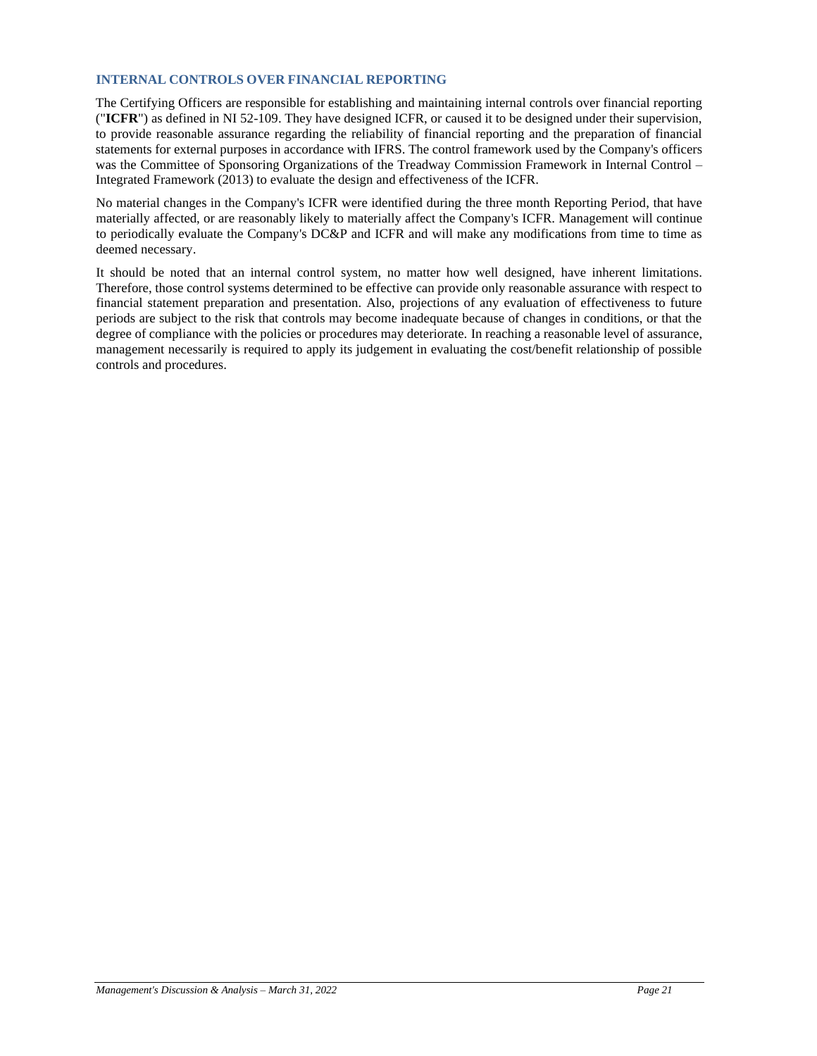## INTERNAL CONTROLS OVER FINANCIAL REPORTING

The Certifying Officers are responsible for establishing and maintaining internal controls over financial reporting ("**ICFR**") as defined in NI 52-109. They have designed ICFR, or caused it to be designed under their supervision, to provide reasonable assurance regarding the reliability of financial reporting and the preparation of financial statements for external purposes in accordance with IFRS. The control framework used by the Company's officers was the Committee of Sponsoring Organizations of the Treadway Commission Framework in Internal Control – Integrated Framework (2013) to evaluate the design and effectiveness of the ICFR.

No material changes in the Company's ICFR were identified during the three month Reporting Period, that have materially affected, or are reasonably likely to materially affect the Company's ICFR. Management will continue to periodically evaluate the Company's DC&P and ICFR and will make any modifications from time to time as deemed necessary.

It should be noted that an internal control system, no matter how well designed, have inherent limitations. Therefore, those control systems determined to be effective can provide only reasonable assurance with respect to financial statement preparation and presentation. Also, projections of any evaluation of effectiveness to future periods are subject to the risk that controls may become inadequate because of changes in conditions, or that the degree of compliance with the policies or procedures may deteriorate. In reaching a reasonable level of assurance, management necessarily is required to apply its judgement in evaluating the cost/benefit relationship of possible controls and procedures.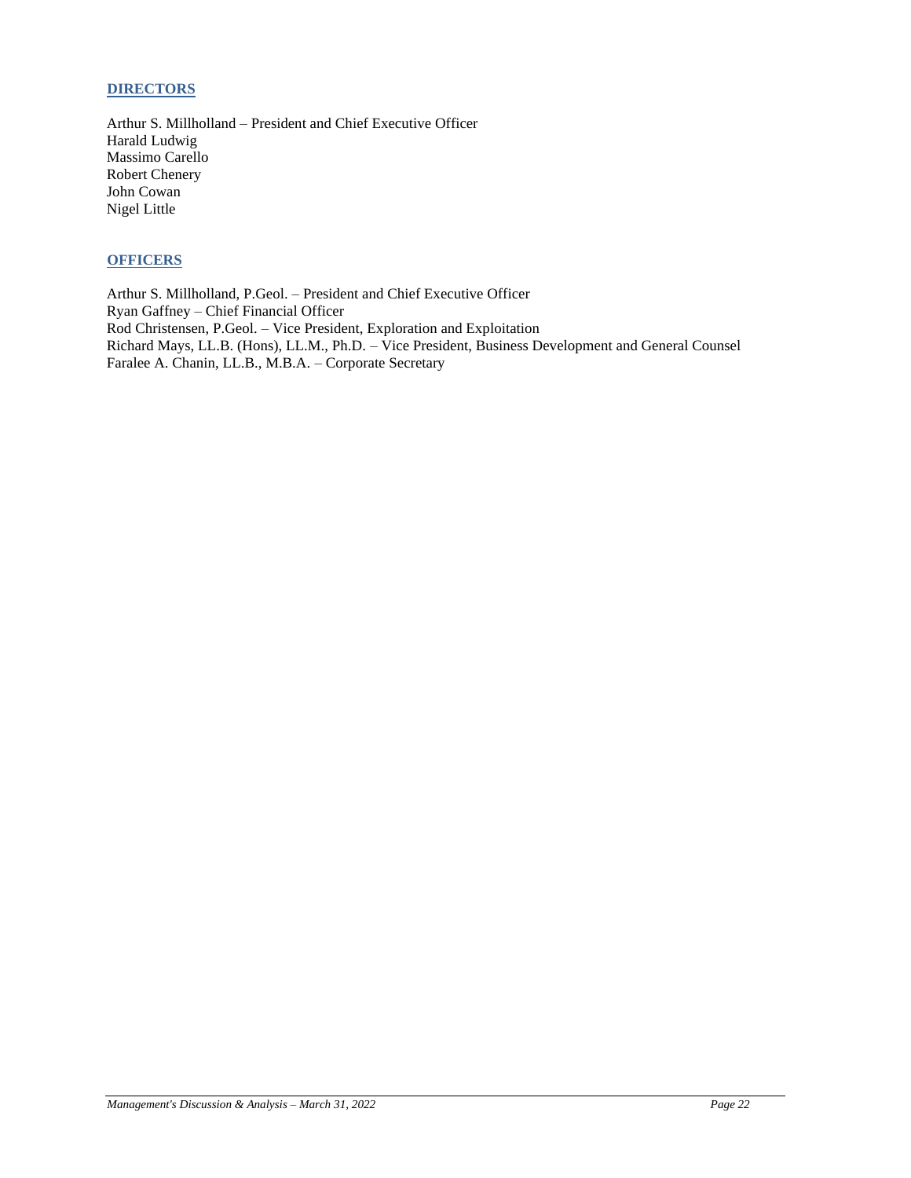## DIRECTORS

Arthur S. Millholland – President and Chief Executive Officer
Harald Ludwig
Massimo Carello
Robert Chenery
John Cowan
Nigel Little

## OFFICERS

Arthur S. Millholland, P.Geol. – President and Chief Executive Officer
Ryan Gaffney – Chief Financial Officer
Rod Christensen, P.Geol. – Vice President, Exploration and Exploitation
Richard Mays, LL.B. (Hons), LL.M., Ph.D. – Vice President, Business Development and General Counsel
Faralee A. Chanin, LL.B., M.B.A. – Corporate Secretary